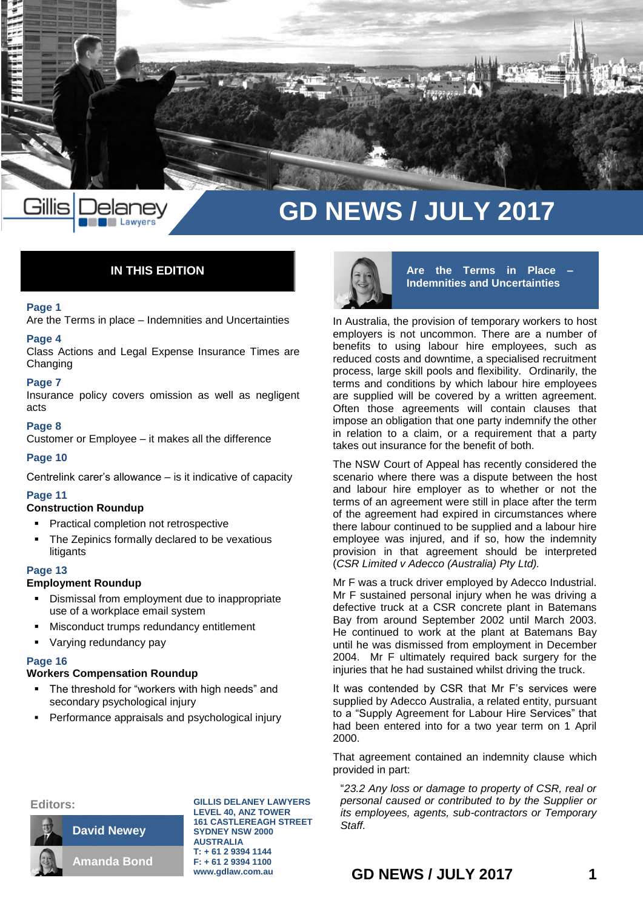# GD NEWS / JULY 2017

## IN THIS EDITION

**Page 1**
Are the Terms in place – Indemnities and Uncertainties

**Page 4**
Class Actions and Legal Expense Insurance Times are Changing

**Page 7**
Insurance policy covers omission as well as negligent acts

**Page 8**
Customer or Employee – it makes all the difference

**Page 10**
Centrelink carer's allowance – is it indicative of capacity

**Page 11**
**Construction Roundup**

- Practical completion not retrospective
- The Zepinics formally declared to be vexatious litigants

**Page 13**
**Employment Roundup**

- Dismissal from employment due to inappropriate use of a workplace email system
- Misconduct trumps redundancy entitlement
- Varying redundancy pay

**Page 16**
**Workers Compensation Roundup**

- The threshold for "workers with high needs" and secondary psychological injury
- Performance appraisals and psychological injury

Editors:

David Newey

Amanda Bond

**GILLIS DELANEY LAWYERS**
**LEVEL 40, ANZ TOWER**
**161 CASTLEREAGH STREET**
**SYDNEY NSW 2000**
**AUSTRALIA**
**T: + 61 2 9394 1144**
**F: + 61 2 9394 1100**
**www.gdlaw.com.au**

## Are the Terms in Place – Indemnities and Uncertainties

In Australia, the provision of temporary workers to host employers is not uncommon. There are a number of benefits to using labour hire employees, such as reduced costs and downtime, a specialised recruitment process, large skill pools and flexibility. Ordinarily, the terms and conditions by which labour hire employees are supplied will be covered by a written agreement. Often those agreements will contain clauses that impose an obligation that one party indemnify the other in relation to a claim, or a requirement that a party takes out insurance for the benefit of both.

The NSW Court of Appeal has recently considered the scenario where there was a dispute between the host and labour hire employer as to whether or not the terms of an agreement were still in place after the term of the agreement had expired in circumstances where there labour continued to be supplied and a labour hire employee was injured, and if so, how the indemnity provision in that agreement should be interpreted (*CSR Limited v Adecco (Australia) Pty Ltd).*

Mr F was a truck driver employed by Adecco Industrial. Mr F sustained personal injury when he was driving a defective truck at a CSR concrete plant in Batemans Bay from around September 2002 until March 2003. He continued to work at the plant at Batemans Bay until he was dismissed from employment in December 2004. Mr F ultimately required back surgery for the injuries that he had sustained whilst driving the truck.

It was contended by CSR that Mr F's services were supplied by Adecco Australia, a related entity, pursuant to a "Supply Agreement for Labour Hire Services" that had been entered into for a two year term on 1 April 2000.

That agreement contained an indemnity clause which provided in part:

> "*23.2 Any loss or damage to property of CSR, real or personal caused or contributed to by the Supplier or its employees, agents, sub-contractors or Temporary Staff.*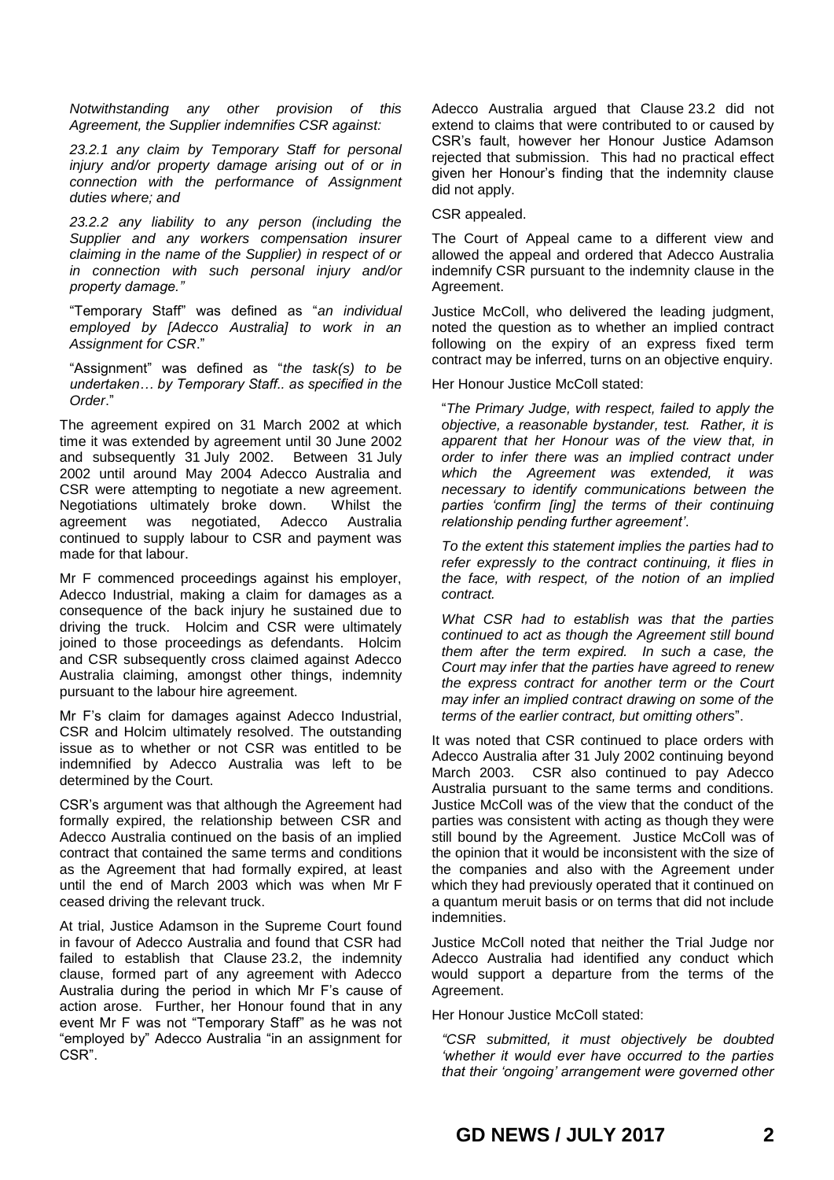*Notwithstanding any other provision of this Agreement, the Supplier indemnifies CSR against:*

*23.2.1 any claim by Temporary Staff for personal injury and/or property damage arising out of or in connection with the performance of Assignment duties where; and*

*23.2.2 any liability to any person (including the Supplier and any workers compensation insurer claiming in the name of the Supplier) in respect of or in connection with such personal injury and/or property damage."*

"Temporary Staff" was defined as "*an individual employed by [Adecco Australia] to work in an Assignment for CSR*."

"Assignment" was defined as "*the task(s) to be undertaken… by Temporary Staff.. as specified in the Order*."

The agreement expired on 31 March 2002 at which time it was extended by agreement until 30 June 2002 and subsequently 31 July 2002. Between 31 July 2002 until around May 2004 Adecco Australia and CSR were attempting to negotiate a new agreement. Negotiations ultimately broke down. Whilst the agreement was negotiated, Adecco Australia continued to supply labour to CSR and payment was made for that labour.

Mr F commenced proceedings against his employer, Adecco Industrial, making a claim for damages as a consequence of the back injury he sustained due to driving the truck. Holcim and CSR were ultimately joined to those proceedings as defendants. Holcim and CSR subsequently cross claimed against Adecco Australia claiming, amongst other things, indemnity pursuant to the labour hire agreement.

Mr F's claim for damages against Adecco Industrial, CSR and Holcim ultimately resolved. The outstanding issue as to whether or not CSR was entitled to be indemnified by Adecco Australia was left to be determined by the Court.

CSR's argument was that although the Agreement had formally expired, the relationship between CSR and Adecco Australia continued on the basis of an implied contract that contained the same terms and conditions as the Agreement that had formally expired, at least until the end of March 2003 which was when Mr F ceased driving the relevant truck.

At trial, Justice Adamson in the Supreme Court found in favour of Adecco Australia and found that CSR had failed to establish that Clause 23.2, the indemnity clause, formed part of any agreement with Adecco Australia during the period in which Mr F's cause of action arose. Further, her Honour found that in any event Mr F was not "Temporary Staff" as he was not "employed by" Adecco Australia "in an assignment for CSR".

Adecco Australia argued that Clause 23.2 did not extend to claims that were contributed to or caused by CSR's fault, however her Honour Justice Adamson rejected that submission. This had no practical effect given her Honour's finding that the indemnity clause did not apply.

CSR appealed.

The Court of Appeal came to a different view and allowed the appeal and ordered that Adecco Australia indemnify CSR pursuant to the indemnity clause in the Agreement.

Justice McColl, who delivered the leading judgment, noted the question as to whether an implied contract following on the expiry of an express fixed term contract may be inferred, turns on an objective enquiry.

Her Honour Justice McColl stated:

"*The Primary Judge, with respect, failed to apply the objective, a reasonable bystander, test. Rather, it is apparent that her Honour was of the view that, in order to infer there was an implied contract under which the Agreement was extended, it was necessary to identify communications between the parties 'confirm [ing] the terms of their continuing relationship pending further agreement'.*

*To the extent this statement implies the parties had to refer expressly to the contract continuing, it flies in the face, with respect, of the notion of an implied contract.*

*What CSR had to establish was that the parties continued to act as though the Agreement still bound them after the term expired. In such a case, the Court may infer that the parties have agreed to renew the express contract for another term or the Court may infer an implied contract drawing on some of the terms of the earlier contract, but omitting others*".

It was noted that CSR continued to place orders with Adecco Australia after 31 July 2002 continuing beyond March 2003. CSR also continued to pay Adecco Australia pursuant to the same terms and conditions. Justice McColl was of the view that the conduct of the parties was consistent with acting as though they were still bound by the Agreement. Justice McColl was of the opinion that it would be inconsistent with the size of the companies and also with the Agreement under which they had previously operated that it continued on a quantum meruit basis or on terms that did not include indemnities.

Justice McColl noted that neither the Trial Judge nor Adecco Australia had identified any conduct which would support a departure from the terms of the Agreement.

Her Honour Justice McColl stated:

*"CSR submitted, it must objectively be doubted 'whether it would ever have occurred to the parties that their 'ongoing' arrangement were governed other*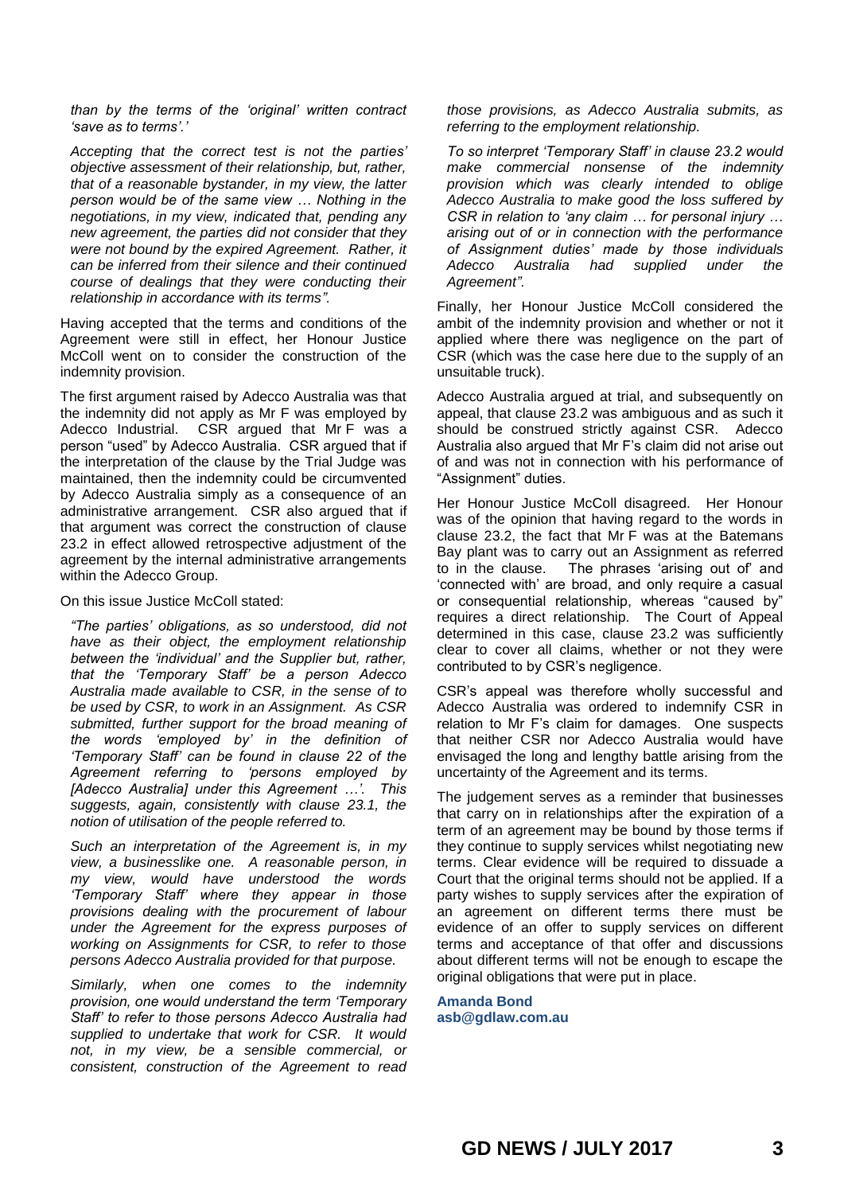*than by the terms of the 'original' written contract 'save as to terms'.'*

*Accepting that the correct test is not the parties' objective assessment of their relationship, but, rather, that of a reasonable bystander, in my view, the latter person would be of the same view … Nothing in the negotiations, in my view, indicated that, pending any new agreement, the parties did not consider that they were not bound by the expired Agreement. Rather, it can be inferred from their silence and their continued course of dealings that they were conducting their relationship in accordance with its terms".*

Having accepted that the terms and conditions of the Agreement were still in effect, her Honour Justice McColl went on to consider the construction of the indemnity provision.

The first argument raised by Adecco Australia was that the indemnity did not apply as Mr F was employed by Adecco Industrial. CSR argued that Mr F was a person "used" by Adecco Australia. CSR argued that if the interpretation of the clause by the Trial Judge was maintained, then the indemnity could be circumvented by Adecco Australia simply as a consequence of an administrative arrangement. CSR also argued that if that argument was correct the construction of clause 23.2 in effect allowed retrospective adjustment of the agreement by the internal administrative arrangements within the Adecco Group.

On this issue Justice McColl stated:

*"The parties' obligations, as so understood, did not have as their object, the employment relationship between the 'individual' and the Supplier but, rather, that the 'Temporary Staff' be a person Adecco Australia made available to CSR, in the sense of to be used by CSR, to work in an Assignment. As CSR submitted, further support for the broad meaning of the words 'employed by' in the definition of 'Temporary Staff' can be found in clause 22 of the Agreement referring to 'persons employed by [Adecco Australia] under this Agreement …'. This suggests, again, consistently with clause 23.1, the notion of utilisation of the people referred to.*

*Such an interpretation of the Agreement is, in my view, a businesslike one. A reasonable person, in my view, would have understood the words 'Temporary Staff' where they appear in those provisions dealing with the procurement of labour under the Agreement for the express purposes of working on Assignments for CSR, to refer to those persons Adecco Australia provided for that purpose.*

*Similarly, when one comes to the indemnity provision, one would understand the term 'Temporary Staff' to refer to those persons Adecco Australia had supplied to undertake that work for CSR. It would not, in my view, be a sensible commercial, or consistent, construction of the Agreement to read those provisions, as Adecco Australia submits, as referring to the employment relationship.*

*To so interpret 'Temporary Staff' in clause 23.2 would make commercial nonsense of the indemnity provision which was clearly intended to oblige Adecco Australia to make good the loss suffered by CSR in relation to 'any claim … for personal injury … arising out of or in connection with the performance of Assignment duties' made by those individuals Adecco Australia had supplied under the Agreement".*

Finally, her Honour Justice McColl considered the ambit of the indemnity provision and whether or not it applied where there was negligence on the part of CSR (which was the case here due to the supply of an unsuitable truck).

Adecco Australia argued at trial, and subsequently on appeal, that clause 23.2 was ambiguous and as such it should be construed strictly against CSR. Adecco Australia also argued that Mr F's claim did not arise out of and was not in connection with his performance of "Assignment" duties.

Her Honour Justice McColl disagreed. Her Honour was of the opinion that having regard to the words in clause 23.2, the fact that Mr F was at the Batemans Bay plant was to carry out an Assignment as referred to in the clause. The phrases 'arising out of' and 'connected with' are broad, and only require a casual or consequential relationship, whereas "caused by" requires a direct relationship. The Court of Appeal determined in this case, clause 23.2 was sufficiently clear to cover all claims, whether or not they were contributed to by CSR's negligence.

CSR's appeal was therefore wholly successful and Adecco Australia was ordered to indemnify CSR in relation to Mr F's claim for damages. One suspects that neither CSR nor Adecco Australia would have envisaged the long and lengthy battle arising from the uncertainty of the Agreement and its terms.

The judgement serves as a reminder that businesses that carry on in relationships after the expiration of a term of an agreement may be bound by those terms if they continue to supply services whilst negotiating new terms. Clear evidence will be required to dissuade a Court that the original terms should not be applied. If a party wishes to supply services after the expiration of an agreement on different terms there must be evidence of an offer to supply services on different terms and acceptance of that offer and discussions about different terms will not be enough to escape the original obligations that were put in place.

**Amanda Bond**
**asb@gdlaw.com.au**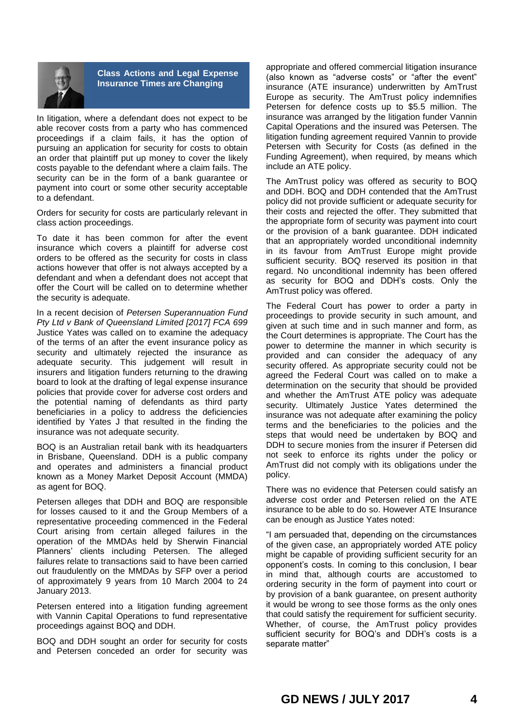## Class Actions and Legal Expense Insurance Times are Changing

In litigation, where a defendant does not expect to be able recover costs from a party who has commenced proceedings if a claim fails, it has the option of pursuing an application for security for costs to obtain an order that plaintiff put up money to cover the likely costs payable to the defendant where a claim fails. The security can be in the form of a bank guarantee or payment into court or some other security acceptable to a defendant.

Orders for security for costs are particularly relevant in class action proceedings.

To date it has been common for after the event insurance which covers a plaintiff for adverse cost orders to be offered as the security for costs in class actions however that offer is not always accepted by a defendant and when a defendant does not accept that offer the Court will be called on to determine whether the security is adequate.

In a recent decision of *Petersen Superannuation Fund Pty Ltd v Bank of Queensland Limited [2017] FCA 699* Justice Yates was called on to examine the adequacy of the terms of an after the event insurance policy as security and ultimately rejected the insurance as adequate security. This judgement will result in insurers and litigation funders returning to the drawing board to look at the drafting of legal expense insurance policies that provide cover for adverse cost orders and the potential naming of defendants as third party beneficiaries in a policy to address the deficiencies identified by Yates J that resulted in the finding the insurance was not adequate security.

BOQ is an Australian retail bank with its headquarters in Brisbane, Queensland. DDH is a public company and operates and administers a financial product known as a Money Market Deposit Account (MMDA) as agent for BOQ.

Petersen alleges that DDH and BOQ are responsible for losses caused to it and the Group Members of a representative proceeding commenced in the Federal Court arising from certain alleged failures in the operation of the MMDAs held by Sherwin Financial Planners' clients including Petersen. The alleged failures relate to transactions said to have been carried out fraudulently on the MMDAs by SFP over a period of approximately 9 years from 10 March 2004 to 24 January 2013.

Petersen entered into a litigation funding agreement with Vannin Capital Operations to fund representative proceedings against BOQ and DDH.

BOQ and DDH sought an order for security for costs and Petersen conceded an order for security was appropriate and offered commercial litigation insurance (also known as "adverse costs" or "after the event" insurance (ATE insurance) underwritten by AmTrust Europe as security. The AmTrust policy indemnifies Petersen for defence costs up to $5.5 million. The insurance was arranged by the litigation funder Vannin Capital Operations and the insured was Petersen. The litigation funding agreement required Vannin to provide Petersen with Security for Costs (as defined in the Funding Agreement), when required, by means which include an ATE policy.

The AmTrust policy was offered as security to BOQ and DDH. BOQ and DDH contended that the AmTrust policy did not provide sufficient or adequate security for their costs and rejected the offer. They submitted that the appropriate form of security was payment into court or the provision of a bank guarantee. DDH indicated that an appropriately worded unconditional indemnity in its favour from AmTrust Europe might provide sufficient security. BOQ reserved its position in that regard. No unconditional indemnity has been offered as security for BOQ and DDH's costs. Only the AmTrust policy was offered.

The Federal Court has power to order a party in proceedings to provide security in such amount, and given at such time and in such manner and form, as the Court determines is appropriate. The Court has the power to determine the manner in which security is provided and can consider the adequacy of any security offered. As appropriate security could not be agreed the Federal Court was called on to make a determination on the security that should be provided and whether the AmTrust ATE policy was adequate security. Ultimately Justice Yates determined the insurance was not adequate after examining the policy terms and the beneficiaries to the policies and the steps that would need be undertaken by BOQ and DDH to secure monies from the insurer if Petersen did not seek to enforce its rights under the policy or AmTrust did not comply with its obligations under the policy.

There was no evidence that Petersen could satisfy an adverse cost order and Petersen relied on the ATE insurance to be able to do so. However ATE Insurance can be enough as Justice Yates noted:

"I am persuaded that, depending on the circumstances of the given case, an appropriately worded ATE policy might be capable of providing sufficient security for an opponent's costs. In coming to this conclusion, I bear in mind that, although courts are accustomed to ordering security in the form of payment into court or by provision of a bank guarantee, on present authority it would be wrong to see those forms as the only ones that could satisfy the requirement for sufficient security. Whether, of course, the AmTrust policy provides sufficient security for BOQ's and DDH's costs is a separate matter"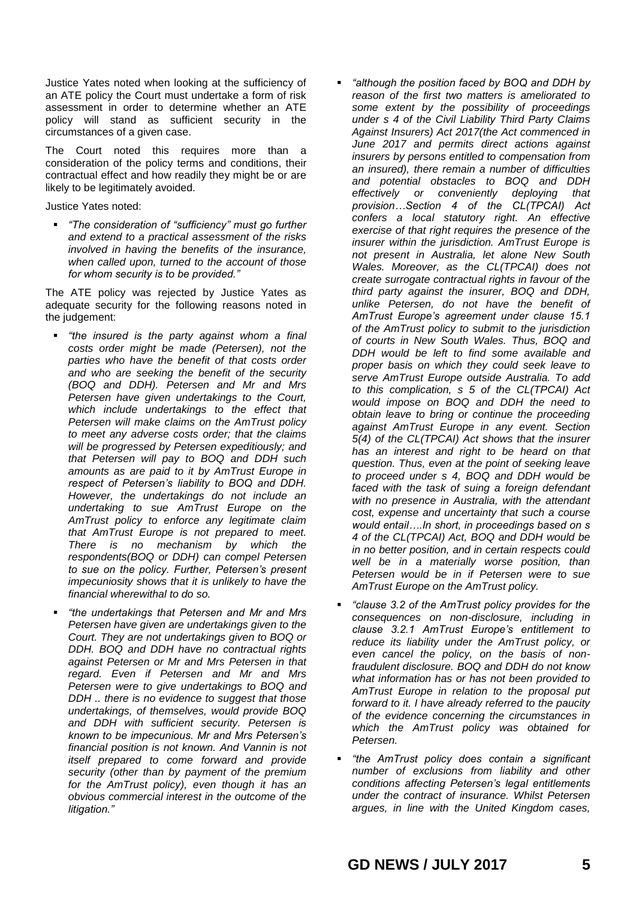Justice Yates noted when looking at the sufficiency of an ATE policy the Court must undertake a form of risk assessment in order to determine whether an ATE policy will stand as sufficient security in the circumstances of a given case.

The Court noted this requires more than a consideration of the policy terms and conditions, their contractual effect and how readily they might be or are likely to be legitimately avoided.

Justice Yates noted:

- *"The consideration of "sufficiency" must go further and extend to a practical assessment of the risks involved in having the benefits of the insurance, when called upon, turned to the account of those for whom security is to be provided."*

The ATE policy was rejected by Justice Yates as adequate security for the following reasons noted in the judgement:

- *"the insured is the party against whom a final costs order might be made (Petersen), not the parties who have the benefit of that costs order and who are seeking the benefit of the security (BOQ and DDH). Petersen and Mr and Mrs Petersen have given undertakings to the Court, which include undertakings to the effect that Petersen will make claims on the AmTrust policy to meet any adverse costs order; that the claims will be progressed by Petersen expeditiously; and that Petersen will pay to BOQ and DDH such amounts as are paid to it by AmTrust Europe in respect of Petersen's liability to BOQ and DDH. However, the undertakings do not include an undertaking to sue AmTrust Europe on the AmTrust policy to enforce any legitimate claim that AmTrust Europe is not prepared to meet. There is no mechanism by which the respondents(BOQ or DDH) can compel Petersen to sue on the policy. Further, Petersen's present impecuniosity shows that it is unlikely to have the financial wherewithal to do so.*
- *"the undertakings that Petersen and Mr and Mrs Petersen have given are undertakings given to the Court. They are not undertakings given to BOQ or DDH. BOQ and DDH have no contractual rights against Petersen or Mr and Mrs Petersen in that regard. Even if Petersen and Mr and Mrs Petersen were to give undertakings to BOQ and DDH .. there is no evidence to suggest that those undertakings, of themselves, would provide BOQ and DDH with sufficient security. Petersen is known to be impecunious. Mr and Mrs Petersen's financial position is not known. And Vannin is not itself prepared to come forward and provide security (other than by payment of the premium for the AmTrust policy), even though it has an obvious commercial interest in the outcome of the litigation."*
- *"although the position faced by BOQ and DDH by reason of the first two matters is ameliorated to some extent by the possibility of proceedings under s 4 of the Civil Liability Third Party Claims Against Insurers) Act 2017(the Act commenced in June 2017 and permits direct actions against insurers by persons entitled to compensation from an insured), there remain a number of difficulties and potential obstacles to BOQ and DDH effectively or conveniently deploying that provision…Section 4 of the CL(TPCAI) Act confers a local statutory right. An effective exercise of that right requires the presence of the insurer within the jurisdiction. AmTrust Europe is not present in Australia, let alone New South Wales. Moreover, as the CL(TPCAI) does not create surrogate contractual rights in favour of the third party against the insurer, BOQ and DDH, unlike Petersen, do not have the benefit of AmTrust Europe's agreement under clause 15.1 of the AmTrust policy to submit to the jurisdiction of courts in New South Wales. Thus, BOQ and DDH would be left to find some available and proper basis on which they could seek leave to serve AmTrust Europe outside Australia. To add to this complication, s 5 of the CL(TPCAI) Act would impose on BOQ and DDH the need to obtain leave to bring or continue the proceeding against AmTrust Europe in any event. Section 5(4) of the CL(TPCAI) Act shows that the insurer has an interest and right to be heard on that question. Thus, even at the point of seeking leave to proceed under s 4, BOQ and DDH would be faced with the task of suing a foreign defendant with no presence in Australia, with the attendant cost, expense and uncertainty that such a course would entail….In short, in proceedings based on s 4 of the CL(TPCAI) Act, BOQ and DDH would be in no better position, and in certain respects could well be in a materially worse position, than Petersen would be in if Petersen were to sue AmTrust Europe on the AmTrust policy.*
- *"clause 3.2 of the AmTrust policy provides for the consequences on non-disclosure, including in clause 3.2.1 AmTrust Europe's entitlement to reduce its liability under the AmTrust policy, or even cancel the policy, on the basis of non-fraudulent disclosure. BOQ and DDH do not know what information has or has not been provided to AmTrust Europe in relation to the proposal put forward to it. I have already referred to the paucity of the evidence concerning the circumstances in which the AmTrust policy was obtained for Petersen.*
- *"the AmTrust policy does contain a significant number of exclusions from liability and other conditions affecting Petersen's legal entitlements under the contract of insurance. Whilst Petersen argues, in line with the United Kingdom cases,*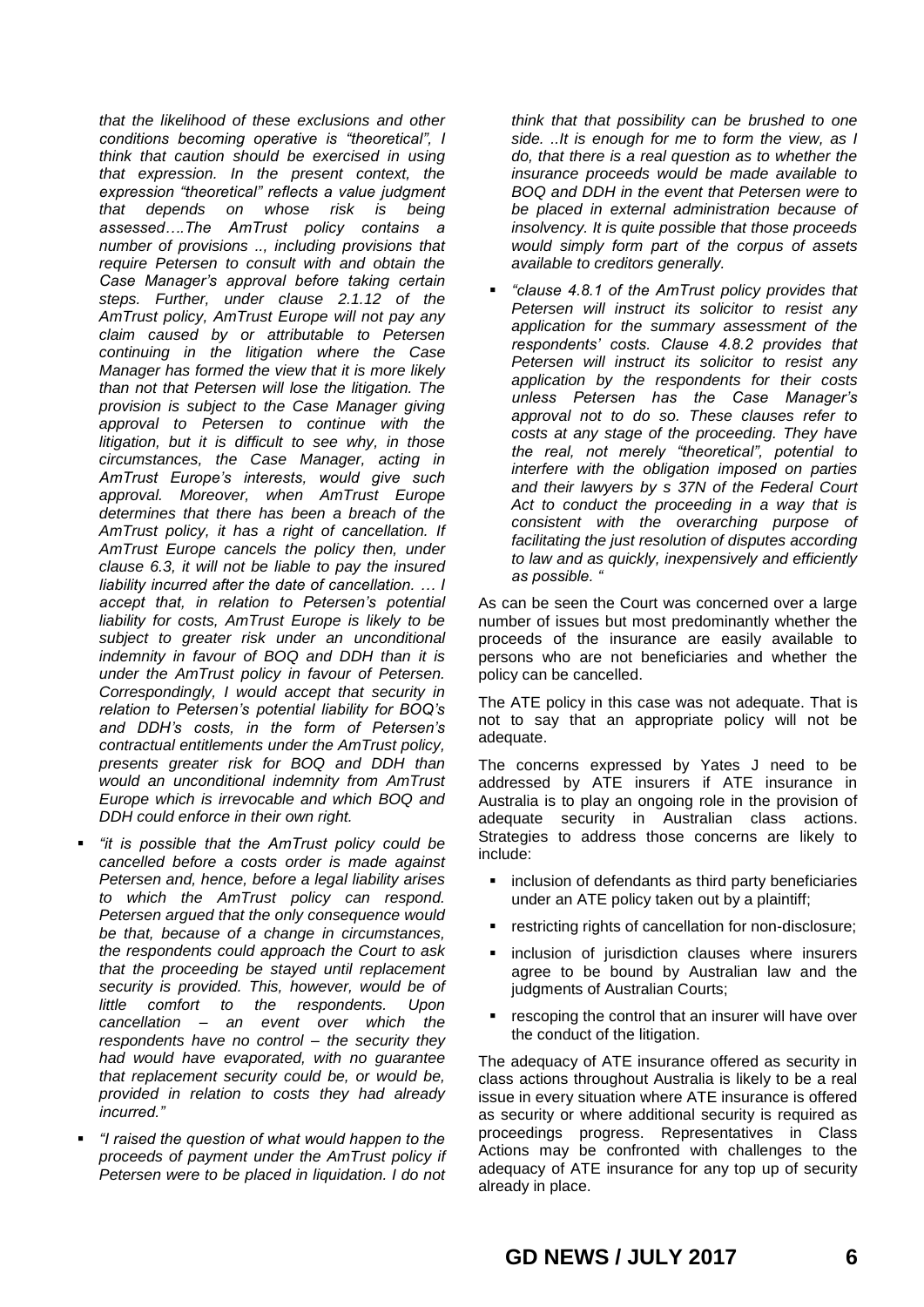*that the likelihood of these exclusions and other conditions becoming operative is "theoretical", I think that caution should be exercised in using that expression. In the present context, the expression "theoretical" reflects a value judgment that depends on whose risk is being assessed….The AmTrust policy contains a number of provisions .., including provisions that require Petersen to consult with and obtain the Case Manager's approval before taking certain steps. Further, under clause 2.1.12 of the AmTrust policy, AmTrust Europe will not pay any claim caused by or attributable to Petersen continuing in the litigation where the Case Manager has formed the view that it is more likely than not that Petersen will lose the litigation. The provision is subject to the Case Manager giving approval to Petersen to continue with the litigation, but it is difficult to see why, in those circumstances, the Case Manager, acting in AmTrust Europe's interests, would give such approval. Moreover, when AmTrust Europe determines that there has been a breach of the AmTrust policy, it has a right of cancellation. If AmTrust Europe cancels the policy then, under clause 6.3, it will not be liable to pay the insured liability incurred after the date of cancellation. … I accept that, in relation to Petersen's potential liability for costs, AmTrust Europe is likely to be subject to greater risk under an unconditional indemnity in favour of BOQ and DDH than it is under the AmTrust policy in favour of Petersen. Correspondingly, I would accept that security in relation to Petersen's potential liability for BOQ's and DDH's costs, in the form of Petersen's contractual entitlements under the AmTrust policy, presents greater risk for BOQ and DDH than would an unconditional indemnity from AmTrust Europe which is irrevocable and which BOQ and DDH could enforce in their own right.*

- *"it is possible that the AmTrust policy could be cancelled before a costs order is made against Petersen and, hence, before a legal liability arises to which the AmTrust policy can respond. Petersen argued that the only consequence would be that, because of a change in circumstances, the respondents could approach the Court to ask that the proceeding be stayed until replacement security is provided. This, however, would be of little comfort to the respondents. Upon cancellation – an event over which the respondents have no control – the security they had would have evaporated, with no guarantee that replacement security could be, or would be, provided in relation to costs they had already incurred."*
- *"I raised the question of what would happen to the proceeds of payment under the AmTrust policy if Petersen were to be placed in liquidation. I do not think that that possibility can be brushed to one side. ..It is enough for me to form the view, as I do, that there is a real question as to whether the insurance proceeds would be made available to BOQ and DDH in the event that Petersen were to be placed in external administration because of insolvency. It is quite possible that those proceeds would simply form part of the corpus of assets available to creditors generally.*
- *"clause 4.8.1 of the AmTrust policy provides that Petersen will instruct its solicitor to resist any application for the summary assessment of the respondents' costs. Clause 4.8.2 provides that Petersen will instruct its solicitor to resist any application by the respondents for their costs unless Petersen has the Case Manager's approval not to do so. These clauses refer to costs at any stage of the proceeding. They have the real, not merely "theoretical", potential to interfere with the obligation imposed on parties and their lawyers by s 37N of the Federal Court Act to conduct the proceeding in a way that is consistent with the overarching purpose of facilitating the just resolution of disputes according to law and as quickly, inexpensively and efficiently as possible. "*

As can be seen the Court was concerned over a large number of issues but most predominantly whether the proceeds of the insurance are easily available to persons who are not beneficiaries and whether the policy can be cancelled.

The ATE policy in this case was not adequate. That is not to say that an appropriate policy will not be adequate.

The concerns expressed by Yates J need to be addressed by ATE insurers if ATE insurance in Australia is to play an ongoing role in the provision of adequate security in Australian class actions. Strategies to address those concerns are likely to include:

- inclusion of defendants as third party beneficiaries under an ATE policy taken out by a plaintiff;
- restricting rights of cancellation for non-disclosure;
- inclusion of jurisdiction clauses where insurers agree to be bound by Australian law and the judgments of Australian Courts;
- rescoping the control that an insurer will have over the conduct of the litigation.

The adequacy of ATE insurance offered as security in class actions throughout Australia is likely to be a real issue in every situation where ATE insurance is offered as security or where additional security is required as proceedings progress. Representatives in Class Actions may be confronted with challenges to the adequacy of ATE insurance for any top up of security already in place.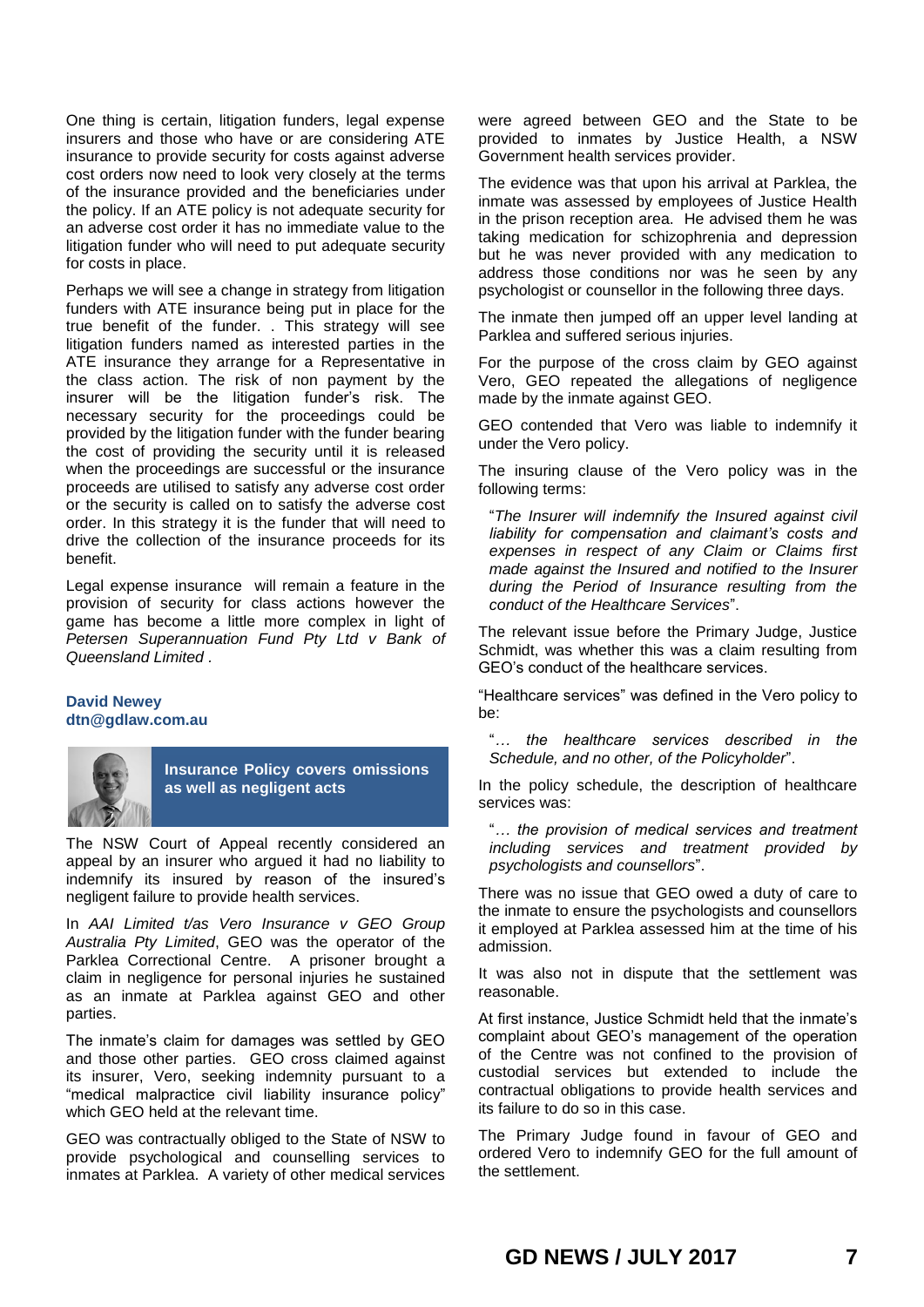One thing is certain, litigation funders, legal expense insurers and those who have or are considering ATE insurance to provide security for costs against adverse cost orders now need to look very closely at the terms of the insurance provided and the beneficiaries under the policy. If an ATE policy is not adequate security for an adverse cost order it has no immediate value to the litigation funder who will need to put adequate security for costs in place.

Perhaps we will see a change in strategy from litigation funders with ATE insurance being put in place for the true benefit of the funder. . This strategy will see litigation funders named as interested parties in the ATE insurance they arrange for a Representative in the class action. The risk of non payment by the insurer will be the litigation funder's risk. The necessary security for the proceedings could be provided by the litigation funder with the funder bearing the cost of providing the security until it is released when the proceedings are successful or the insurance proceeds are utilised to satisfy any adverse cost order or the security is called on to satisfy the adverse cost order. In this strategy it is the funder that will need to drive the collection of the insurance proceeds for its benefit.

Legal expense insurance will remain a feature in the provision of security for class actions however the game has become a little more complex in light of *Petersen Superannuation Fund Pty Ltd v Bank of Queensland Limited* .

**David Newey**
**dtn@gdlaw.com.au**

## Insurance Policy covers omissions as well as negligent acts

The NSW Court of Appeal recently considered an appeal by an insurer who argued it had no liability to indemnify its insured by reason of the insured's negligent failure to provide health services.

In *AAI Limited t/as Vero Insurance v GEO Group Australia Pty Limited*, GEO was the operator of the Parklea Correctional Centre. A prisoner brought a claim in negligence for personal injuries he sustained as an inmate at Parklea against GEO and other parties.

The inmate's claim for damages was settled by GEO and those other parties. GEO cross claimed against its insurer, Vero, seeking indemnity pursuant to a "medical malpractice civil liability insurance policy" which GEO held at the relevant time.

GEO was contractually obliged to the State of NSW to provide psychological and counselling services to inmates at Parklea. A variety of other medical services were agreed between GEO and the State to be provided to inmates by Justice Health, a NSW Government health services provider.

The evidence was that upon his arrival at Parklea, the inmate was assessed by employees of Justice Health in the prison reception area. He advised them he was taking medication for schizophrenia and depression but he was never provided with any medication to address those conditions nor was he seen by any psychologist or counsellor in the following three days.

The inmate then jumped off an upper level landing at Parklea and suffered serious injuries.

For the purpose of the cross claim by GEO against Vero, GEO repeated the allegations of negligence made by the inmate against GEO.

GEO contended that Vero was liable to indemnify it under the Vero policy.

The insuring clause of the Vero policy was in the following terms:

> "*The Insurer will indemnify the Insured against civil liability for compensation and claimant's costs and expenses in respect of any Claim or Claims first made against the Insured and notified to the Insurer during the Period of Insurance resulting from the conduct of the Healthcare Services*".

The relevant issue before the Primary Judge, Justice Schmidt, was whether this was a claim resulting from GEO's conduct of the healthcare services.

"Healthcare services" was defined in the Vero policy to be:

> "*… the healthcare services described in the Schedule, and no other, of the Policyholder*".

In the policy schedule, the description of healthcare services was:

> "*… the provision of medical services and treatment including services and treatment provided by psychologists and counsellors*".

There was no issue that GEO owed a duty of care to the inmate to ensure the psychologists and counsellors it employed at Parklea assessed him at the time of his admission.

It was also not in dispute that the settlement was reasonable.

At first instance, Justice Schmidt held that the inmate's complaint about GEO's management of the operation of the Centre was not confined to the provision of custodial services but extended to include the contractual obligations to provide health services and its failure to do so in this case.

The Primary Judge found in favour of GEO and ordered Vero to indemnify GEO for the full amount of the settlement.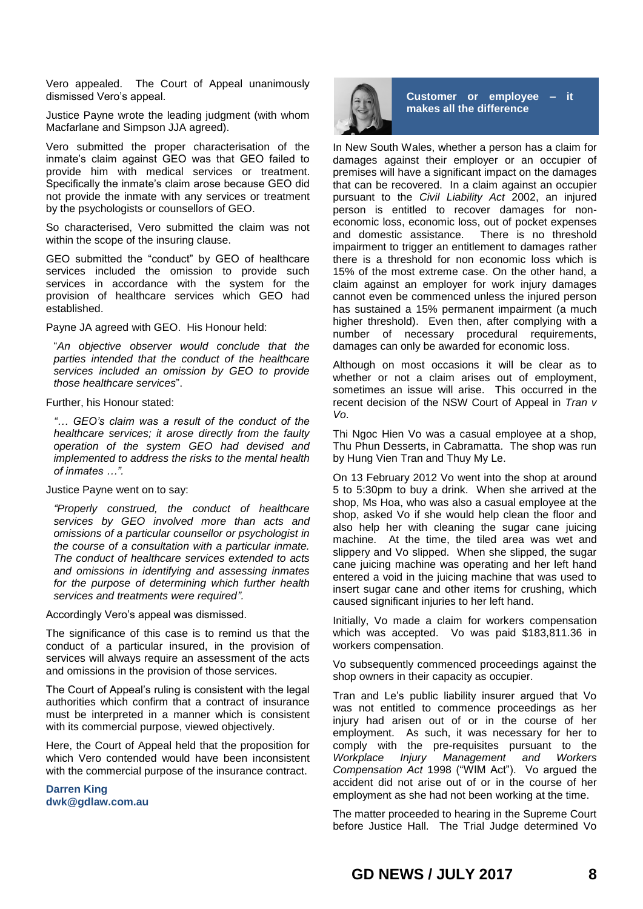Vero appealed. The Court of Appeal unanimously dismissed Vero's appeal.

Justice Payne wrote the leading judgment (with whom Macfarlane and Simpson JJA agreed).

Vero submitted the proper characterisation of the inmate's claim against GEO was that GEO failed to provide him with medical services or treatment. Specifically the inmate's claim arose because GEO did not provide the inmate with any services or treatment by the psychologists or counsellors of GEO.

So characterised, Vero submitted the claim was not within the scope of the insuring clause.

GEO submitted the "conduct" by GEO of healthcare services included the omission to provide such services in accordance with the system for the provision of healthcare services which GEO had established.

Payne JA agreed with GEO. His Honour held:

> "*An objective observer would conclude that the parties intended that the conduct of the healthcare services included an omission by GEO to provide those healthcare services*".

Further, his Honour stated:

> *"… GEO's claim was a result of the conduct of the healthcare services; it arose directly from the faulty operation of the system GEO had devised and implemented to address the risks to the mental health of inmates …".*

Justice Payne went on to say:

> *"Properly construed, the conduct of healthcare services by GEO involved more than acts and omissions of a particular counsellor or psychologist in the course of a consultation with a particular inmate. The conduct of healthcare services extended to acts and omissions in identifying and assessing inmates for the purpose of determining which further health services and treatments were required".*

Accordingly Vero's appeal was dismissed.

The significance of this case is to remind us that the conduct of a particular insured, in the provision of services will always require an assessment of the acts and omissions in the provision of those services.

The Court of Appeal's ruling is consistent with the legal authorities which confirm that a contract of insurance must be interpreted in a manner which is consistent with its commercial purpose, viewed objectively.

Here, the Court of Appeal held that the proposition for which Vero contended would have been inconsistent with the commercial purpose of the insurance contract.

**Darren King**
**dwk@gdlaw.com.au**

## Customer or employee – it makes all the difference

In New South Wales, whether a person has a claim for damages against their employer or an occupier of premises will have a significant impact on the damages that can be recovered. In a claim against an occupier pursuant to the *Civil Liability Act* 2002, an injured person is entitled to recover damages for non-economic loss, economic loss, out of pocket expenses and domestic assistance. There is no threshold impairment to trigger an entitlement to damages rather there is a threshold for non economic loss which is 15% of the most extreme case. On the other hand, a claim against an employer for work injury damages cannot even be commenced unless the injured person has sustained a 15% permanent impairment (a much higher threshold). Even then, after complying with a number of necessary procedural requirements, damages can only be awarded for economic loss.

Although on most occasions it will be clear as to whether or not a claim arises out of employment, sometimes an issue will arise. This occurred in the recent decision of the NSW Court of Appeal in *Tran v Vo*.

Thi Ngoc Hien Vo was a casual employee at a shop, Thu Phun Desserts, in Cabramatta. The shop was run by Hung Vien Tran and Thuy My Le.

On 13 February 2012 Vo went into the shop at around 5 to 5:30pm to buy a drink. When she arrived at the shop, Ms Hoa, who was also a casual employee at the shop, asked Vo if she would help clean the floor and also help her with cleaning the sugar cane juicing machine. At the time, the tiled area was wet and slippery and Vo slipped. When she slipped, the sugar cane juicing machine was operating and her left hand entered a void in the juicing machine that was used to insert sugar cane and other items for crushing, which caused significant injuries to her left hand.

Initially, Vo made a claim for workers compensation which was accepted. Vo was paid $183,811.36 in workers compensation.

Vo subsequently commenced proceedings against the shop owners in their capacity as occupier.

Tran and Le's public liability insurer argued that Vo was not entitled to commence proceedings as her injury had arisen out of or in the course of her employment. As such, it was necessary for her to comply with the pre-requisites pursuant to the *Workplace Injury Management and Workers Compensation Act* 1998 ("WIM Act"). Vo argued the accident did not arise out of or in the course of her employment as she had not been working at the time.

The matter proceeded to hearing in the Supreme Court before Justice Hall. The Trial Judge determined Vo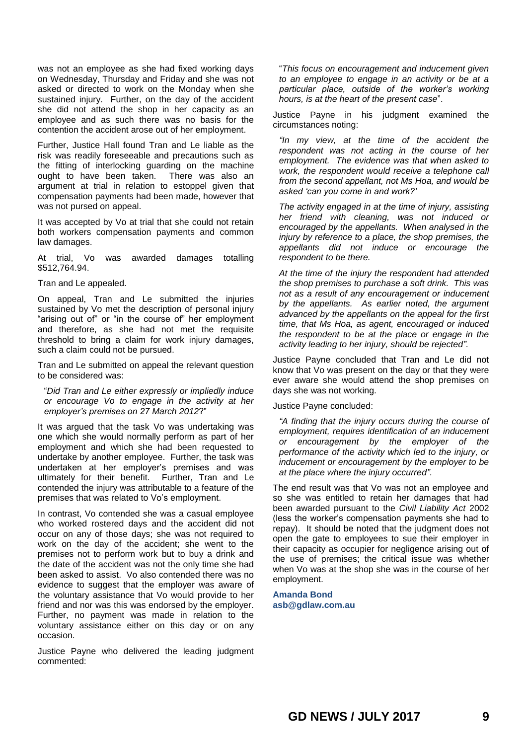was not an employee as she had fixed working days on Wednesday, Thursday and Friday and she was not asked or directed to work on the Monday when she sustained injury. Further, on the day of the accident she did not attend the shop in her capacity as an employee and as such there was no basis for the contention the accident arose out of her employment.

Further, Justice Hall found Tran and Le liable as the risk was readily foreseeable and precautions such as the fitting of interlocking guarding on the machine ought to have been taken. There was also an argument at trial in relation to estoppel given that compensation payments had been made, however that was not pursed on appeal.

It was accepted by Vo at trial that she could not retain both workers compensation payments and common law damages.

At trial, Vo was awarded damages totalling $512,764.94.

Tran and Le appealed.

On appeal, Tran and Le submitted the injuries sustained by Vo met the description of personal injury "arising out of" or "in the course of" her employment and therefore, as she had not met the requisite threshold to bring a claim for work injury damages, such a claim could not be pursued.

Tran and Le submitted on appeal the relevant question to be considered was:

> "*Did Tran and Le either expressly or impliedly induce or encourage Vo to engage in the activity at her employer's premises on 27 March 2012*?"

It was argued that the task Vo was undertaking was one which she would normally perform as part of her employment and which she had been requested to undertake by another employee. Further, the task was undertaken at her employer's premises and was ultimately for their benefit. Further, Tran and Le contended the injury was attributable to a feature of the premises that was related to Vo's employment.

In contrast, Vo contended she was a casual employee who worked rostered days and the accident did not occur on any of those days; she was not required to work on the day of the accident; she went to the premises not to perform work but to buy a drink and the date of the accident was not the only time she had been asked to assist. Vo also contended there was no evidence to suggest that the employer was aware of the voluntary assistance that Vo would provide to her friend and nor was this was endorsed by the employer. Further, no payment was made in relation to the voluntary assistance either on this day or on any occasion.

Justice Payne who delivered the leading judgment commented:

> "*This focus on encouragement and inducement given to an employee to engage in an activity or be at a particular place, outside of the worker's working hours, is at the heart of the present case*".

Justice Payne in his judgment examined the circumstances noting:

> *"In my view, at the time of the accident the respondent was not acting in the course of her employment. The evidence was that when asked to work, the respondent would receive a telephone call from the second appellant, not Ms Hoa, and would be asked 'can you come in and work?'*
>
> *The activity engaged in at the time of injury, assisting her friend with cleaning, was not induced or encouraged by the appellants. When analysed in the injury by reference to a place, the shop premises, the appellants did not induce or encourage the respondent to be there.*
>
> *At the time of the injury the respondent had attended the shop premises to purchase a soft drink. This was not as a result of any encouragement or inducement by the appellants. As earlier noted, the argument advanced by the appellants on the appeal for the first time, that Ms Hoa, as agent, encouraged or induced the respondent to be at the place or engage in the activity leading to her injury, should be rejected".*

Justice Payne concluded that Tran and Le did not know that Vo was present on the day or that they were ever aware she would attend the shop premises on days she was not working.

Justice Payne concluded:

> *"A finding that the injury occurs during the course of employment, requires identification of an inducement or encouragement by the employer of the performance of the activity which led to the injury, or inducement or encouragement by the employer to be at the place where the injury occurred".*

The end result was that Vo was not an employee and so she was entitled to retain her damages that had been awarded pursuant to the *Civil Liability Act* 2002 (less the worker's compensation payments she had to repay). It should be noted that the judgment does not open the gate to employees to sue their employer in their capacity as occupier for negligence arising out of the use of premises; the critical issue was whether when Vo was at the shop she was in the course of her employment.

**Amanda Bond**
**asb@gdlaw.com.au**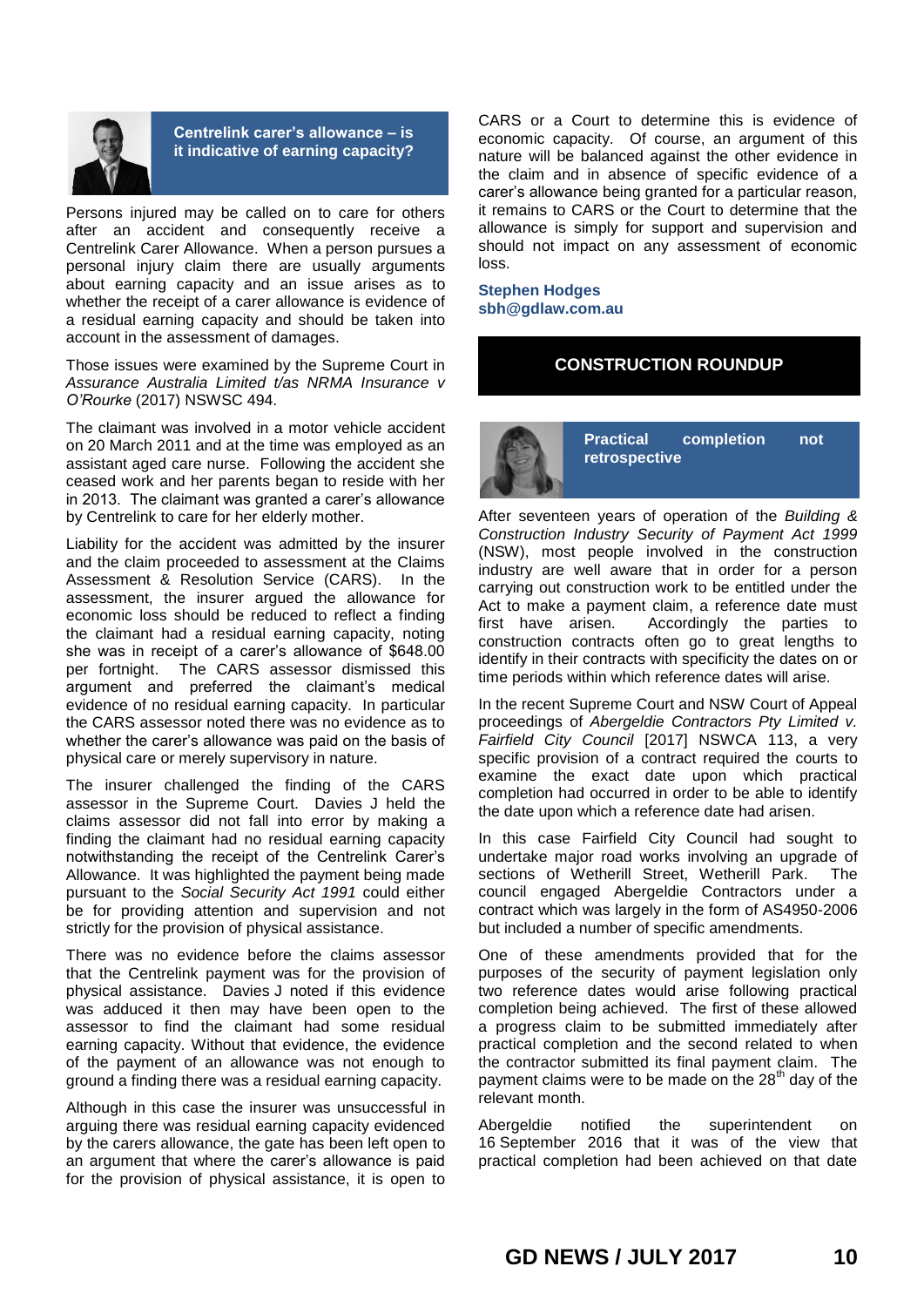## Centrelink carer's allowance – is it indicative of earning capacity?

Persons injured may be called on to care for others after an accident and consequently receive a Centrelink Carer Allowance. When a person pursues a personal injury claim there are usually arguments about earning capacity and an issue arises as to whether the receipt of a carer allowance is evidence of a residual earning capacity and should be taken into account in the assessment of damages.

Those issues were examined by the Supreme Court in *Assurance Australia Limited t/as NRMA Insurance v O'Rourke* (2017) NSWSC 494.

The claimant was involved in a motor vehicle accident on 20 March 2011 and at the time was employed as an assistant aged care nurse. Following the accident she ceased work and her parents began to reside with her in 2013. The claimant was granted a carer's allowance by Centrelink to care for her elderly mother.

Liability for the accident was admitted by the insurer and the claim proceeded to assessment at the Claims Assessment & Resolution Service (CARS). In the assessment, the insurer argued the allowance for economic loss should be reduced to reflect a finding the claimant had a residual earning capacity, noting she was in receipt of a carer's allowance of $648.00 per fortnight. The CARS assessor dismissed this argument and preferred the claimant's medical evidence of no residual earning capacity. In particular the CARS assessor noted there was no evidence as to whether the carer's allowance was paid on the basis of physical care or merely supervisory in nature.

The insurer challenged the finding of the CARS assessor in the Supreme Court. Davies J held the claims assessor did not fall into error by making a finding the claimant had no residual earning capacity notwithstanding the receipt of the Centrelink Carer's Allowance. It was highlighted the payment being made pursuant to the *Social Security Act 1991* could either be for providing attention and supervision and not strictly for the provision of physical assistance.

There was no evidence before the claims assessor that the Centrelink payment was for the provision of physical assistance. Davies J noted if this evidence was adduced it then may have been open to the assessor to find the claimant had some residual earning capacity. Without that evidence, the evidence of the payment of an allowance was not enough to ground a finding there was a residual earning capacity.

Although in this case the insurer was unsuccessful in arguing there was residual earning capacity evidenced by the carers allowance, the gate has been left open to an argument that where the carer's allowance is paid for the provision of physical assistance, it is open to CARS or a Court to determine this is evidence of economic capacity. Of course, an argument of this nature will be balanced against the other evidence in the claim and in absence of specific evidence of a carer's allowance being granted for a particular reason, it remains to CARS or the Court to determine that the allowance is simply for support and supervision and should not impact on any assessment of economic loss.

**Stephen Hodges**
**sbh@gdlaw.com.au**

# CONSTRUCTION ROUNDUP

## Practical completion not retrospective

After seventeen years of operation of the *Building & Construction Industry Security of Payment Act 1999* (NSW), most people involved in the construction industry are well aware that in order for a person carrying out construction work to be entitled under the Act to make a payment claim, a reference date must first have arisen. Accordingly the parties to construction contracts often go to great lengths to identify in their contracts with specificity the dates on or time periods within which reference dates will arise.

In the recent Supreme Court and NSW Court of Appeal proceedings of *Abergeldie Contractors Pty Limited v. Fairfield City Council* [2017] NSWCA 113, a very specific provision of a contract required the courts to examine the exact date upon which practical completion had occurred in order to be able to identify the date upon which a reference date had arisen.

In this case Fairfield City Council had sought to undertake major road works involving an upgrade of sections of Wetherill Street, Wetherill Park. The council engaged Abergeldie Contractors under a contract which was largely in the form of AS4950-2006 but included a number of specific amendments.

One of these amendments provided that for the purposes of the security of payment legislation only two reference dates would arise following practical completion being achieved. The first of these allowed a progress claim to be submitted immediately after practical completion and the second related to when the contractor submitted its final payment claim. The payment claims were to be made on the 28th day of the relevant month.

Abergeldie notified the superintendent on 16 September 2016 that it was of the view that practical completion had been achieved on that date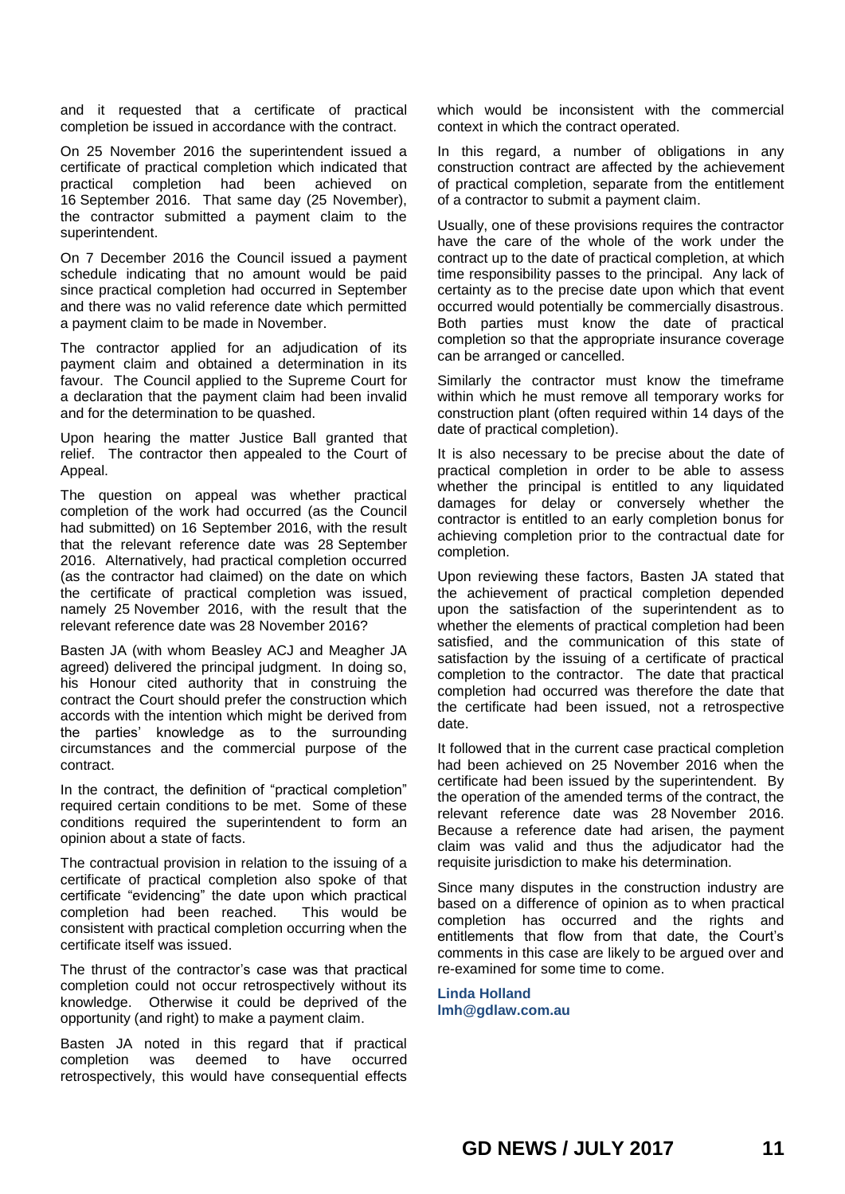and it requested that a certificate of practical completion be issued in accordance with the contract.

On 25 November 2016 the superintendent issued a certificate of practical completion which indicated that practical completion had been achieved on 16 September 2016. That same day (25 November), the contractor submitted a payment claim to the superintendent.

On 7 December 2016 the Council issued a payment schedule indicating that no amount would be paid since practical completion had occurred in September and there was no valid reference date which permitted a payment claim to be made in November.

The contractor applied for an adjudication of its payment claim and obtained a determination in its favour. The Council applied to the Supreme Court for a declaration that the payment claim had been invalid and for the determination to be quashed.

Upon hearing the matter Justice Ball granted that relief. The contractor then appealed to the Court of Appeal.

The question on appeal was whether practical completion of the work had occurred (as the Council had submitted) on 16 September 2016, with the result that the relevant reference date was 28 September 2016. Alternatively, had practical completion occurred (as the contractor had claimed) on the date on which the certificate of practical completion was issued, namely 25 November 2016, with the result that the relevant reference date was 28 November 2016?

Basten JA (with whom Beasley ACJ and Meagher JA agreed) delivered the principal judgment. In doing so, his Honour cited authority that in construing the contract the Court should prefer the construction which accords with the intention which might be derived from the parties' knowledge as to the surrounding circumstances and the commercial purpose of the contract.

In the contract, the definition of "practical completion" required certain conditions to be met. Some of these conditions required the superintendent to form an opinion about a state of facts.

The contractual provision in relation to the issuing of a certificate of practical completion also spoke of that certificate "evidencing" the date upon which practical completion had been reached. This would be consistent with practical completion occurring when the certificate itself was issued.

The thrust of the contractor's case was that practical completion could not occur retrospectively without its knowledge. Otherwise it could be deprived of the opportunity (and right) to make a payment claim.

Basten JA noted in this regard that if practical completion was deemed to have occurred retrospectively, this would have consequential effects which would be inconsistent with the commercial context in which the contract operated.

In this regard, a number of obligations in any construction contract are affected by the achievement of practical completion, separate from the entitlement of a contractor to submit a payment claim.

Usually, one of these provisions requires the contractor have the care of the whole of the work under the contract up to the date of practical completion, at which time responsibility passes to the principal. Any lack of certainty as to the precise date upon which that event occurred would potentially be commercially disastrous. Both parties must know the date of practical completion so that the appropriate insurance coverage can be arranged or cancelled.

Similarly the contractor must know the timeframe within which he must remove all temporary works for construction plant (often required within 14 days of the date of practical completion).

It is also necessary to be precise about the date of practical completion in order to be able to assess whether the principal is entitled to any liquidated damages for delay or conversely whether the contractor is entitled to an early completion bonus for achieving completion prior to the contractual date for completion.

Upon reviewing these factors, Basten JA stated that the achievement of practical completion depended upon the satisfaction of the superintendent as to whether the elements of practical completion had been satisfied, and the communication of this state of satisfaction by the issuing of a certificate of practical completion to the contractor. The date that practical completion had occurred was therefore the date that the certificate had been issued, not a retrospective date.

It followed that in the current case practical completion had been achieved on 25 November 2016 when the certificate had been issued by the superintendent. By the operation of the amended terms of the contract, the relevant reference date was 28 November 2016. Because a reference date had arisen, the payment claim was valid and thus the adjudicator had the requisite jurisdiction to make his determination.

Since many disputes in the construction industry are based on a difference of opinion as to when practical completion has occurred and the rights and entitlements that flow from that date, the Court's comments in this case are likely to be argued over and re-examined for some time to come.

**Linda Holland**
**lmh@gdlaw.com.au**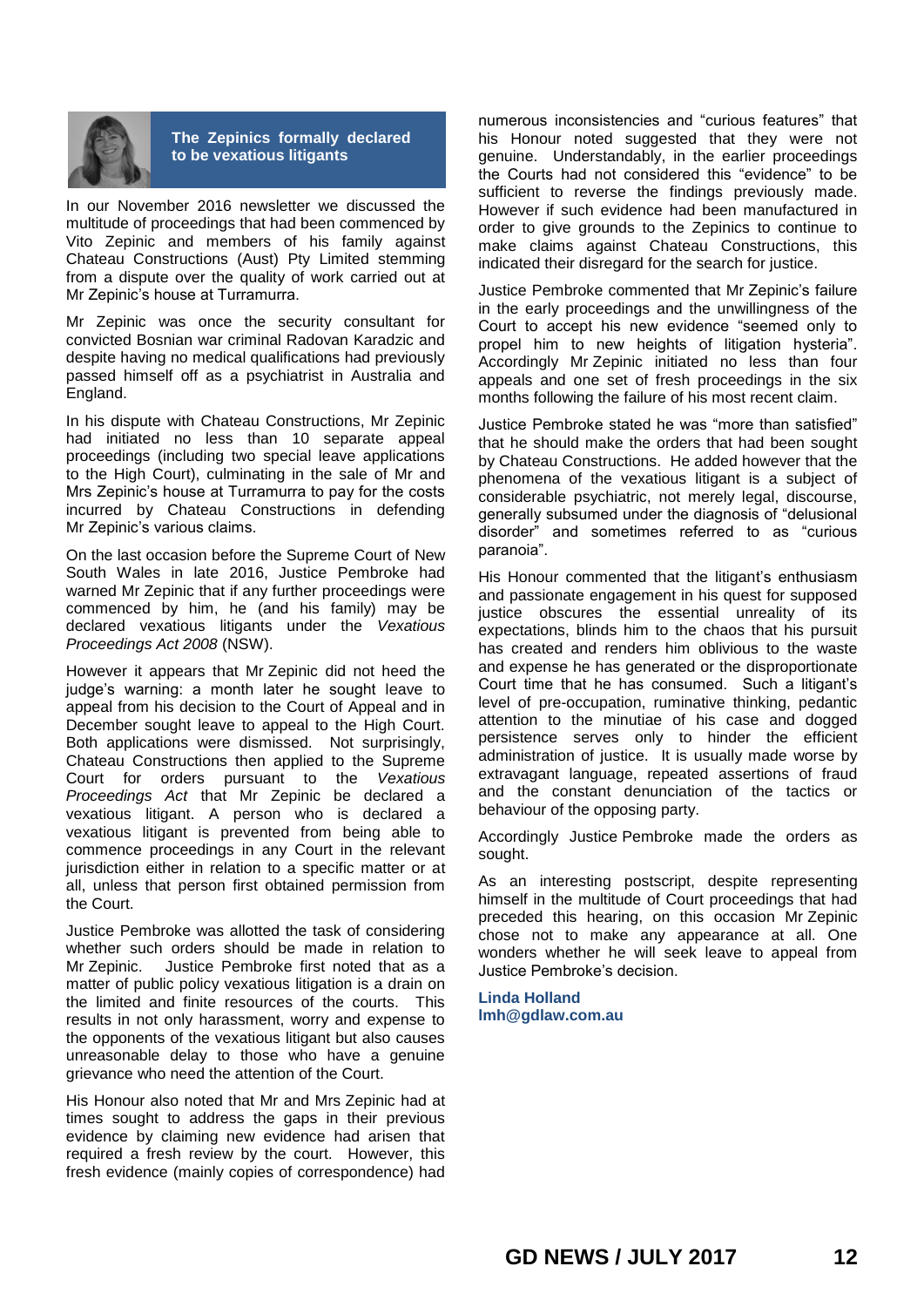## The Zepinics formally declared to be vexatious litigants

In our November 2016 newsletter we discussed the multitude of proceedings that had been commenced by Vito Zepinic and members of his family against Chateau Constructions (Aust) Pty Limited stemming from a dispute over the quality of work carried out at Mr Zepinic's house at Turramurra.

Mr Zepinic was once the security consultant for convicted Bosnian war criminal Radovan Karadzic and despite having no medical qualifications had previously passed himself off as a psychiatrist in Australia and England.

In his dispute with Chateau Constructions, Mr Zepinic had initiated no less than 10 separate appeal proceedings (including two special leave applications to the High Court), culminating in the sale of Mr and Mrs Zepinic's house at Turramurra to pay for the costs incurred by Chateau Constructions in defending Mr Zepinic's various claims.

On the last occasion before the Supreme Court of New South Wales in late 2016, Justice Pembroke had warned Mr Zepinic that if any further proceedings were commenced by him, he (and his family) may be declared vexatious litigants under the *Vexatious Proceedings Act 2008* (NSW).

However it appears that Mr Zepinic did not heed the judge's warning: a month later he sought leave to appeal from his decision to the Court of Appeal and in December sought leave to appeal to the High Court. Both applications were dismissed. Not surprisingly, Chateau Constructions then applied to the Supreme Court for orders pursuant to the *Vexatious Proceedings Act* that Mr Zepinic be declared a vexatious litigant. A person who is declared a vexatious litigant is prevented from being able to commence proceedings in any Court in the relevant jurisdiction either in relation to a specific matter or at all, unless that person first obtained permission from the Court.

Justice Pembroke was allotted the task of considering whether such orders should be made in relation to Mr Zepinic. Justice Pembroke first noted that as a matter of public policy vexatious litigation is a drain on the limited and finite resources of the courts. This results in not only harassment, worry and expense to the opponents of the vexatious litigant but also causes unreasonable delay to those who have a genuine grievance who need the attention of the Court.

His Honour also noted that Mr and Mrs Zepinic had at times sought to address the gaps in their previous evidence by claiming new evidence had arisen that required a fresh review by the court. However, this fresh evidence (mainly copies of correspondence) had numerous inconsistencies and "curious features" that his Honour noted suggested that they were not genuine. Understandably, in the earlier proceedings the Courts had not considered this "evidence" to be sufficient to reverse the findings previously made. However if such evidence had been manufactured in order to give grounds to the Zepinics to continue to make claims against Chateau Constructions, this indicated their disregard for the search for justice.

Justice Pembroke commented that Mr Zepinic's failure in the early proceedings and the unwillingness of the Court to accept his new evidence "seemed only to propel him to new heights of litigation hysteria". Accordingly Mr Zepinic initiated no less than four appeals and one set of fresh proceedings in the six months following the failure of his most recent claim.

Justice Pembroke stated he was "more than satisfied" that he should make the orders that had been sought by Chateau Constructions. He added however that the phenomena of the vexatious litigant is a subject of considerable psychiatric, not merely legal, discourse, generally subsumed under the diagnosis of "delusional disorder" and sometimes referred to as "curious paranoia".

His Honour commented that the litigant's enthusiasm and passionate engagement in his quest for supposed justice obscures the essential unreality of its expectations, blinds him to the chaos that his pursuit has created and renders him oblivious to the waste and expense he has generated or the disproportionate Court time that he has consumed. Such a litigant's level of pre-occupation, ruminative thinking, pedantic attention to the minutiae of his case and dogged persistence serves only to hinder the efficient administration of justice. It is usually made worse by extravagant language, repeated assertions of fraud and the constant denunciation of the tactics or behaviour of the opposing party.

Accordingly Justice Pembroke made the orders as sought.

As an interesting postscript, despite representing himself in the multitude of Court proceedings that had preceded this hearing, on this occasion Mr Zepinic chose not to make any appearance at all. One wonders whether he will seek leave to appeal from Justice Pembroke's decision.

**Linda Holland**
**lmh@gdlaw.com.au**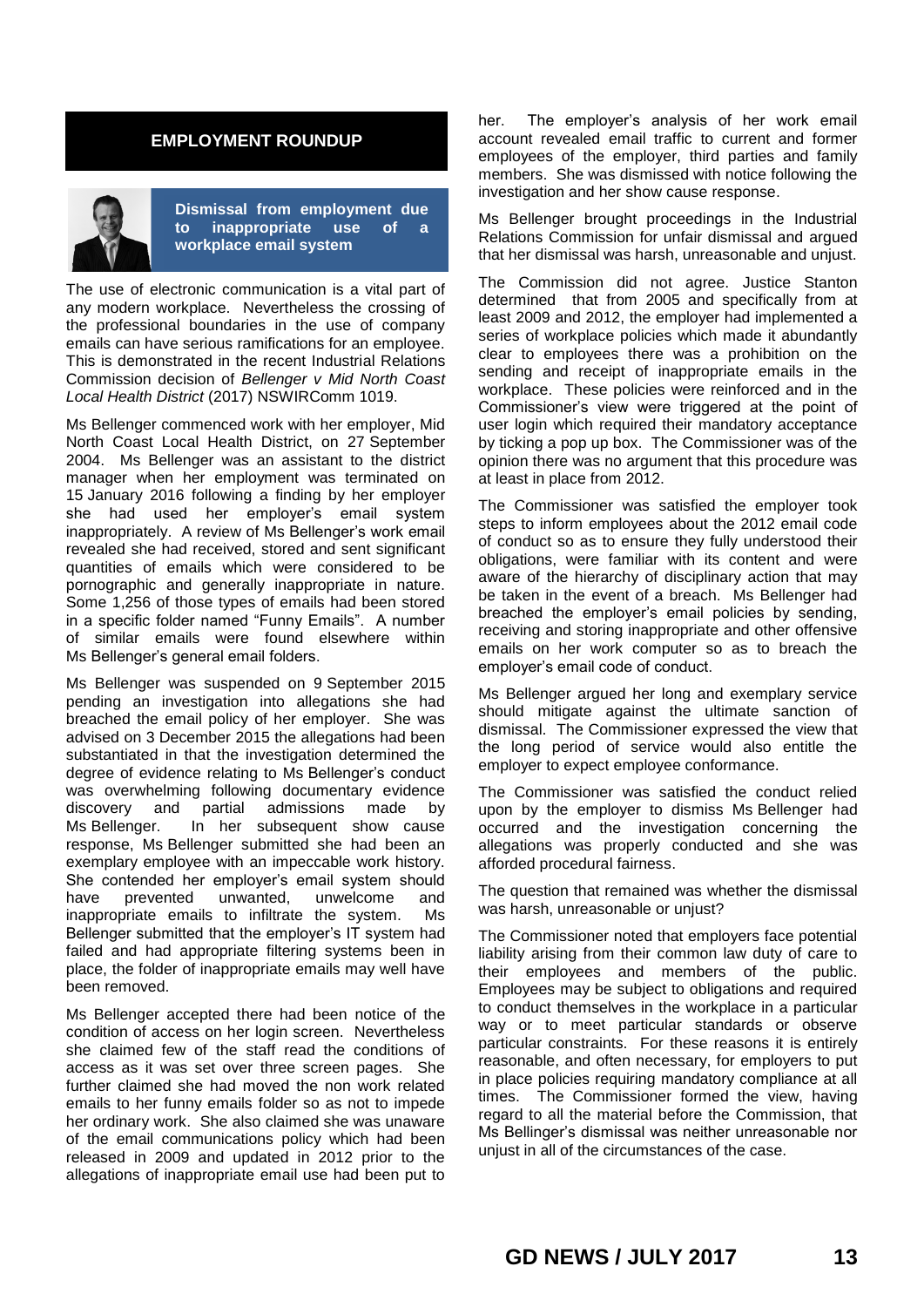## EMPLOYMENT ROUNDUP

### Dismissal from employment due to inappropriate use of a workplace email system

The use of electronic communication is a vital part of any modern workplace. Nevertheless the crossing of the professional boundaries in the use of company emails can have serious ramifications for an employee. This is demonstrated in the recent Industrial Relations Commission decision of *Bellenger v Mid North Coast Local Health District* (2017) NSWIRComm 1019.

Ms Bellenger commenced work with her employer, Mid North Coast Local Health District, on 27 September 2004. Ms Bellenger was an assistant to the district manager when her employment was terminated on 15 January 2016 following a finding by her employer she had used her employer's email system inappropriately. A review of Ms Bellenger's work email revealed she had received, stored and sent significant quantities of emails which were considered to be pornographic and generally inappropriate in nature. Some 1,256 of those types of emails had been stored in a specific folder named "Funny Emails". A number of similar emails were found elsewhere within Ms Bellenger's general email folders.

Ms Bellenger was suspended on 9 September 2015 pending an investigation into allegations she had breached the email policy of her employer. She was advised on 3 December 2015 the allegations had been substantiated in that the investigation determined the degree of evidence relating to Ms Bellenger's conduct was overwhelming following documentary evidence discovery and partial admissions made by Ms Bellenger. In her subsequent show cause response, Ms Bellenger submitted she had been an exemplary employee with an impeccable work history. She contended her employer's email system should have prevented unwanted, unwelcome and inappropriate emails to infiltrate the system. Ms Bellenger submitted that the employer's IT system had failed and had appropriate filtering systems been in place, the folder of inappropriate emails may well have been removed.

Ms Bellenger accepted there had been notice of the condition of access on her login screen. Nevertheless she claimed few of the staff read the conditions of access as it was set over three screen pages. She further claimed she had moved the non work related emails to her funny emails folder so as not to impede her ordinary work. She also claimed she was unaware of the email communications policy which had been released in 2009 and updated in 2012 prior to the allegations of inappropriate email use had been put to her. The employer's analysis of her work email account revealed email traffic to current and former employees of the employer, third parties and family members. She was dismissed with notice following the investigation and her show cause response.

Ms Bellenger brought proceedings in the Industrial Relations Commission for unfair dismissal and argued that her dismissal was harsh, unreasonable and unjust.

The Commission did not agree. Justice Stanton determined that from 2005 and specifically from at least 2009 and 2012, the employer had implemented a series of workplace policies which made it abundantly clear to employees there was a prohibition on the sending and receipt of inappropriate emails in the workplace. These policies were reinforced and in the Commissioner's view were triggered at the point of user login which required their mandatory acceptance by ticking a pop up box. The Commissioner was of the opinion there was no argument that this procedure was at least in place from 2012.

The Commissioner was satisfied the employer took steps to inform employees about the 2012 email code of conduct so as to ensure they fully understood their obligations, were familiar with its content and were aware of the hierarchy of disciplinary action that may be taken in the event of a breach. Ms Bellenger had breached the employer's email policies by sending, receiving and storing inappropriate and other offensive emails on her work computer so as to breach the employer's email code of conduct.

Ms Bellenger argued her long and exemplary service should mitigate against the ultimate sanction of dismissal. The Commissioner expressed the view that the long period of service would also entitle the employer to expect employee conformance.

The Commissioner was satisfied the conduct relied upon by the employer to dismiss Ms Bellenger had occurred and the investigation concerning the allegations was properly conducted and she was afforded procedural fairness.

The question that remained was whether the dismissal was harsh, unreasonable or unjust?

The Commissioner noted that employers face potential liability arising from their common law duty of care to their employees and members of the public. Employees may be subject to obligations and required to conduct themselves in the workplace in a particular way or to meet particular standards or observe particular constraints. For these reasons it is entirely reasonable, and often necessary, for employers to put in place policies requiring mandatory compliance at all times. The Commissioner formed the view, having regard to all the material before the Commission, that Ms Bellinger's dismissal was neither unreasonable nor unjust in all of the circumstances of the case.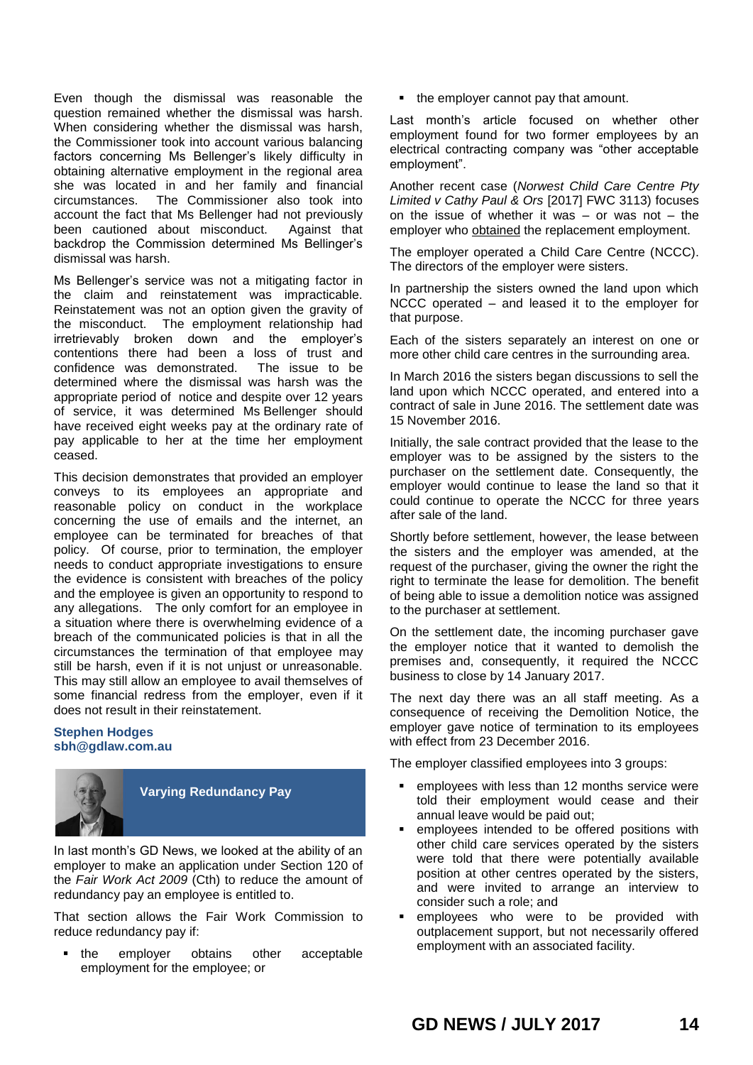Even though the dismissal was reasonable the question remained whether the dismissal was harsh. When considering whether the dismissal was harsh, the Commissioner took into account various balancing factors concerning Ms Bellenger's likely difficulty in obtaining alternative employment in the regional area she was located in and her family and financial circumstances. The Commissioner also took into account the fact that Ms Bellenger had not previously been cautioned about misconduct. Against that backdrop the Commission determined Ms Bellinger's dismissal was harsh.

Ms Bellenger's service was not a mitigating factor in the claim and reinstatement was impracticable. Reinstatement was not an option given the gravity of the misconduct. The employment relationship had irretrievably broken down and the employer's contentions there had been a loss of trust and confidence was demonstrated. The issue to be determined where the dismissal was harsh was the appropriate period of notice and despite over 12 years of service, it was determined Ms Bellenger should have received eight weeks pay at the ordinary rate of pay applicable to her at the time her employment ceased.

This decision demonstrates that provided an employer conveys to its employees an appropriate and reasonable policy on conduct in the workplace concerning the use of emails and the internet, an employee can be terminated for breaches of that policy. Of course, prior to termination, the employer needs to conduct appropriate investigations to ensure the evidence is consistent with breaches of the policy and the employee is given an opportunity to respond to any allegations. The only comfort for an employee in a situation where there is overwhelming evidence of a breach of the communicated policies is that in all the circumstances the termination of that employee may still be harsh, even if it is not unjust or unreasonable. This may still allow an employee to avail themselves of some financial redress from the employer, even if it does not result in their reinstatement.

**Stephen Hodges**
**sbh@gdlaw.com.au**

## Varying Redundancy Pay

In last month's GD News, we looked at the ability of an employer to make an application under Section 120 of the *Fair Work Act 2009* (Cth) to reduce the amount of redundancy pay an employee is entitled to.

That section allows the Fair Work Commission to reduce redundancy pay if:

- the employer obtains other acceptable employment for the employee; or
- the employer cannot pay that amount.

Last month's article focused on whether other employment found for two former employees by an electrical contracting company was "other acceptable employment".

Another recent case (*Norwest Child Care Centre Pty Limited v Cathy Paul & Ors* [2017] FWC 3113) focuses on the issue of whether it was – or was not – the employer who obtained the replacement employment.

The employer operated a Child Care Centre (NCCC). The directors of the employer were sisters.

In partnership the sisters owned the land upon which NCCC operated – and leased it to the employer for that purpose.

Each of the sisters separately an interest on one or more other child care centres in the surrounding area.

In March 2016 the sisters began discussions to sell the land upon which NCCC operated, and entered into a contract of sale in June 2016. The settlement date was 15 November 2016.

Initially, the sale contract provided that the lease to the employer was to be assigned by the sisters to the purchaser on the settlement date. Consequently, the employer would continue to lease the land so that it could continue to operate the NCCC for three years after sale of the land.

Shortly before settlement, however, the lease between the sisters and the employer was amended, at the request of the purchaser, giving the owner the right the right to terminate the lease for demolition. The benefit of being able to issue a demolition notice was assigned to the purchaser at settlement.

On the settlement date, the incoming purchaser gave the employer notice that it wanted to demolish the premises and, consequently, it required the NCCC business to close by 14 January 2017.

The next day there was an all staff meeting. As a consequence of receiving the Demolition Notice, the employer gave notice of termination to its employees with effect from 23 December 2016.

The employer classified employees into 3 groups:

- employees with less than 12 months service were told their employment would cease and their annual leave would be paid out;
- employees intended to be offered positions with other child care services operated by the sisters were told that there were potentially available position at other centres operated by the sisters, and were invited to arrange an interview to consider such a role; and
- employees who were to be provided with outplacement support, but not necessarily offered employment with an associated facility.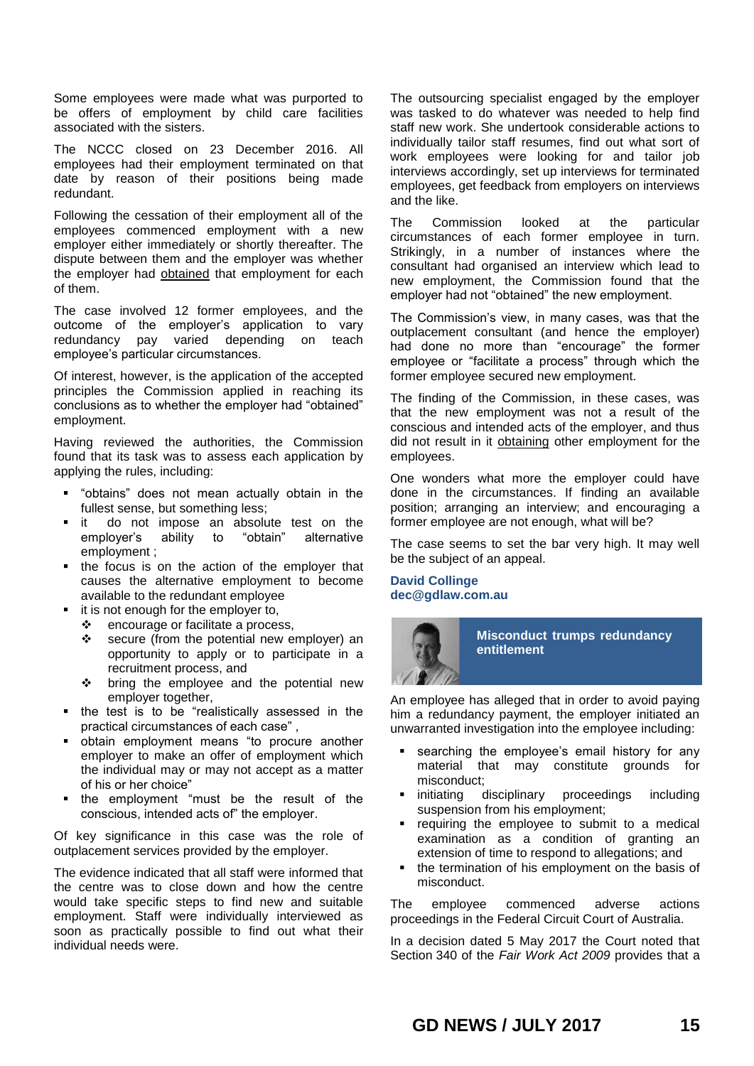Some employees were made what was purported to be offers of employment by child care facilities associated with the sisters.

The NCCC closed on 23 December 2016. All employees had their employment terminated on that date by reason of their positions being made redundant.

Following the cessation of their employment all of the employees commenced employment with a new employer either immediately or shortly thereafter. The dispute between them and the employer was whether the employer had obtained that employment for each of them.

The case involved 12 former employees, and the outcome of the employer's application to vary redundancy pay varied depending on teach employee's particular circumstances.

Of interest, however, is the application of the accepted principles the Commission applied in reaching its conclusions as to whether the employer had "obtained" employment.

Having reviewed the authorities, the Commission found that its task was to assess each application by applying the rules, including:

- "obtains" does not mean actually obtain in the fullest sense, but something less;
- it do not impose an absolute test on the employer's ability to "obtain" alternative employment ;
- the focus is on the action of the employer that causes the alternative employment to become available to the redundant employee
- it is not enough for the employer to,
  - encourage or facilitate a process,
  - secure (from the potential new employer) an opportunity to apply or to participate in a recruitment process, and
  - bring the employee and the potential new employer together,
- the test is to be "realistically assessed in the practical circumstances of each case" ,
- obtain employment means "to procure another employer to make an offer of employment which the individual may or may not accept as a matter of his or her choice"
- the employment "must be the result of the conscious, intended acts of" the employer.

Of key significance in this case was the role of outplacement services provided by the employer.

The evidence indicated that all staff were informed that the centre was to close down and how the centre would take specific steps to find new and suitable employment. Staff were individually interviewed as soon as practically possible to find out what their individual needs were.

The outsourcing specialist engaged by the employer was tasked to do whatever was needed to help find staff new work. She undertook considerable actions to individually tailor staff resumes, find out what sort of work employees were looking for and tailor job interviews accordingly, set up interviews for terminated employees, get feedback from employers on interviews and the like.

The Commission looked at the particular circumstances of each former employee in turn. Strikingly, in a number of instances where the consultant had organised an interview which lead to new employment, the Commission found that the employer had not "obtained" the new employment.

The Commission's view, in many cases, was that the outplacement consultant (and hence the employer) had done no more than "encourage" the former employee or "facilitate a process" through which the former employee secured new employment.

The finding of the Commission, in these cases, was that the new employment was not a result of the conscious and intended acts of the employer, and thus did not result in it obtaining other employment for the employees.

One wonders what more the employer could have done in the circumstances. If finding an available position; arranging an interview; and encouraging a former employee are not enough, what will be?

The case seems to set the bar very high. It may well be the subject of an appeal.

**David Collinge**
**dec@gdlaw.com.au**

## Misconduct trumps redundancy entitlement

An employee has alleged that in order to avoid paying him a redundancy payment, the employer initiated an unwarranted investigation into the employee including:

- searching the employee's email history for any material that may constitute grounds for misconduct;
- initiating disciplinary proceedings including suspension from his employment;
- requiring the employee to submit to a medical examination as a condition of granting an extension of time to respond to allegations; and
- the termination of his employment on the basis of misconduct.

The employee commenced adverse actions proceedings in the Federal Circuit Court of Australia.

In a decision dated 5 May 2017 the Court noted that Section 340 of the *Fair Work Act 2009* provides that a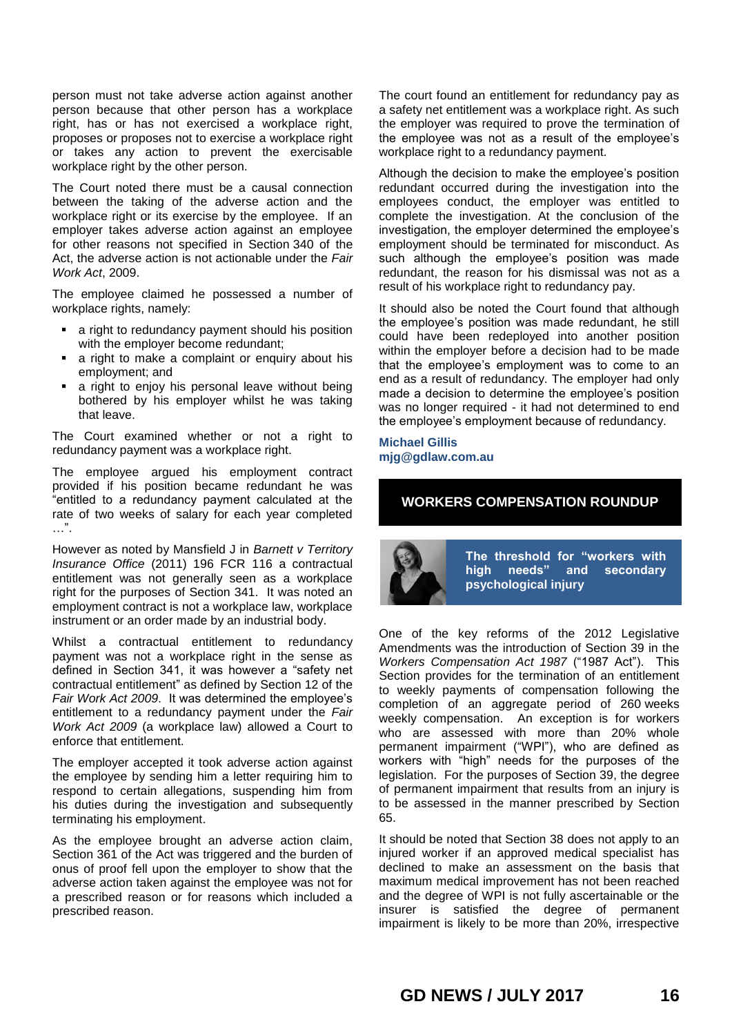person must not take adverse action against another person because that other person has a workplace right, has or has not exercised a workplace right, proposes or proposes not to exercise a workplace right or takes any action to prevent the exercisable workplace right by the other person.

The Court noted there must be a causal connection between the taking of the adverse action and the workplace right or its exercise by the employee. If an employer takes adverse action against an employee for other reasons not specified in Section 340 of the Act, the adverse action is not actionable under the *Fair Work Act*, 2009.

The employee claimed he possessed a number of workplace rights, namely:

- a right to redundancy payment should his position with the employer become redundant;
- a right to make a complaint or enquiry about his employment; and
- a right to enjoy his personal leave without being bothered by his employer whilst he was taking that leave.

The Court examined whether or not a right to redundancy payment was a workplace right.

The employee argued his employment contract provided if his position became redundant he was "entitled to a redundancy payment calculated at the rate of two weeks of salary for each year completed …".

However as noted by Mansfield J in *Barnett v Territory Insurance Office* (2011) 196 FCR 116 a contractual entitlement was not generally seen as a workplace right for the purposes of Section 341. It was noted an employment contract is not a workplace law, workplace instrument or an order made by an industrial body.

Whilst a contractual entitlement to redundancy payment was not a workplace right in the sense as defined in Section 341, it was however a "safety net contractual entitlement" as defined by Section 12 of the *Fair Work Act 2009*. It was determined the employee's entitlement to a redundancy payment under the *Fair Work Act 2009* (a workplace law) allowed a Court to enforce that entitlement.

The employer accepted it took adverse action against the employee by sending him a letter requiring him to respond to certain allegations, suspending him from his duties during the investigation and subsequently terminating his employment.

As the employee brought an adverse action claim, Section 361 of the Act was triggered and the burden of onus of proof fell upon the employer to show that the adverse action taken against the employee was not for a prescribed reason or for reasons which included a prescribed reason.

The court found an entitlement for redundancy pay as a safety net entitlement was a workplace right. As such the employer was required to prove the termination of the employee was not as a result of the employee's workplace right to a redundancy payment.

Although the decision to make the employee's position redundant occurred during the investigation into the employees conduct, the employer was entitled to complete the investigation. At the conclusion of the investigation, the employer determined the employee's employment should be terminated for misconduct. As such although the employee's position was made redundant, the reason for his dismissal was not as a result of his workplace right to redundancy pay.

It should also be noted the Court found that although the employee's position was made redundant, he still could have been redeployed into another position within the employer before a decision had to be made that the employee's employment was to come to an end as a result of redundancy. The employer had only made a decision to determine the employee's position was no longer required - it had not determined to end the employee's employment because of redundancy.

**Michael Gillis**
**mjg@gdlaw.com.au**

## WORKERS COMPENSATION ROUNDUP

### The threshold for "workers with high needs" and secondary psychological injury

One of the key reforms of the 2012 Legislative Amendments was the introduction of Section 39 in the *Workers Compensation Act 1987* ("1987 Act"). This Section provides for the termination of an entitlement to weekly payments of compensation following the completion of an aggregate period of 260 weeks weekly compensation. An exception is for workers who are assessed with more than 20% whole permanent impairment ("WPI"), who are defined as workers with "high" needs for the purposes of the legislation. For the purposes of Section 39, the degree of permanent impairment that results from an injury is to be assessed in the manner prescribed by Section 65.

It should be noted that Section 38 does not apply to an injured worker if an approved medical specialist has declined to make an assessment on the basis that maximum medical improvement has not been reached and the degree of WPI is not fully ascertainable or the insurer is satisfied the degree of permanent impairment is likely to be more than 20%, irrespective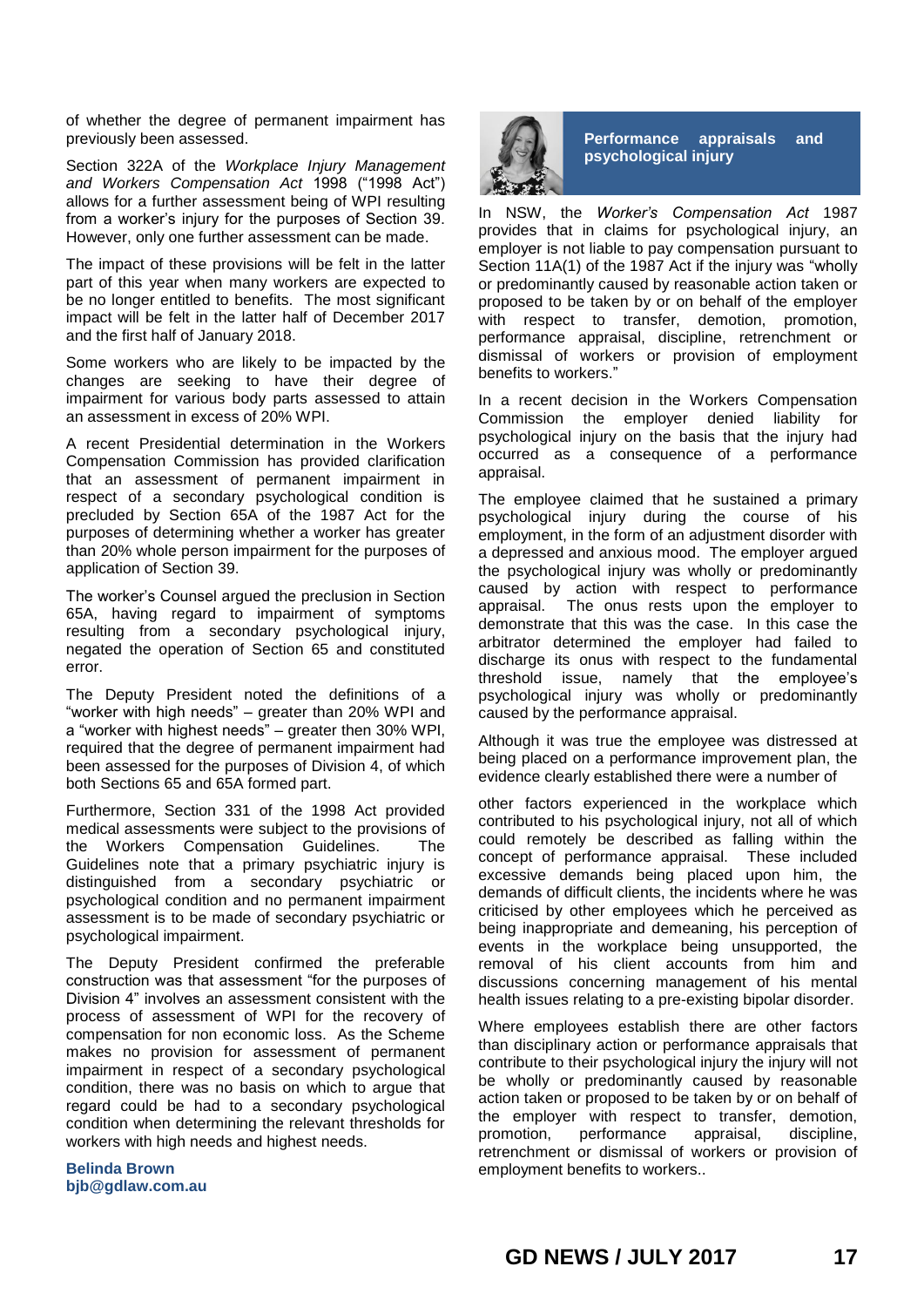of whether the degree of permanent impairment has previously been assessed.

Section 322A of the *Workplace Injury Management and Workers Compensation Act* 1998 ("1998 Act") allows for a further assessment being of WPI resulting from a worker's injury for the purposes of Section 39. However, only one further assessment can be made.

The impact of these provisions will be felt in the latter part of this year when many workers are expected to be no longer entitled to benefits. The most significant impact will be felt in the latter half of December 2017 and the first half of January 2018.

Some workers who are likely to be impacted by the changes are seeking to have their degree of impairment for various body parts assessed to attain an assessment in excess of 20% WPI.

A recent Presidential determination in the Workers Compensation Commission has provided clarification that an assessment of permanent impairment in respect of a secondary psychological condition is precluded by Section 65A of the 1987 Act for the purposes of determining whether a worker has greater than 20% whole person impairment for the purposes of application of Section 39.

The worker's Counsel argued the preclusion in Section 65A, having regard to impairment of symptoms resulting from a secondary psychological injury, negated the operation of Section 65 and constituted error.

The Deputy President noted the definitions of a "worker with high needs" – greater than 20% WPI and a "worker with highest needs" – greater then 30% WPI, required that the degree of permanent impairment had been assessed for the purposes of Division 4, of which both Sections 65 and 65A formed part.

Furthermore, Section 331 of the 1998 Act provided medical assessments were subject to the provisions of the Workers Compensation Guidelines. The Guidelines note that a primary psychiatric injury is distinguished from a secondary psychiatric or psychological condition and no permanent impairment assessment is to be made of secondary psychiatric or psychological impairment.

The Deputy President confirmed the preferable construction was that assessment "for the purposes of Division 4" involves an assessment consistent with the process of assessment of WPI for the recovery of compensation for non economic loss. As the Scheme makes no provision for assessment of permanent impairment in respect of a secondary psychological condition, there was no basis on which to argue that regard could be had to a secondary psychological condition when determining the relevant thresholds for workers with high needs and highest needs.

**Belinda Brown**
**bjb@gdlaw.com.au**

## Performance appraisals and psychological injury

In NSW, the *Worker's Compensation Act* 1987 provides that in claims for psychological injury, an employer is not liable to pay compensation pursuant to Section 11A(1) of the 1987 Act if the injury was "wholly or predominantly caused by reasonable action taken or proposed to be taken by or on behalf of the employer with respect to transfer, demotion, promotion, performance appraisal, discipline, retrenchment or dismissal of workers or provision of employment benefits to workers."

In a recent decision in the Workers Compensation Commission the employer denied liability for psychological injury on the basis that the injury had occurred as a consequence of a performance appraisal.

The employee claimed that he sustained a primary psychological injury during the course of his employment, in the form of an adjustment disorder with a depressed and anxious mood. The employer argued the psychological injury was wholly or predominantly caused by action with respect to performance appraisal. The onus rests upon the employer to demonstrate that this was the case. In this case the arbitrator determined the employer had failed to discharge its onus with respect to the fundamental threshold issue, namely that the employee's psychological injury was wholly or predominantly caused by the performance appraisal.

Although it was true the employee was distressed at being placed on a performance improvement plan, the evidence clearly established there were a number of other factors experienced in the workplace which contributed to his psychological injury, not all of which could remotely be described as falling within the concept of performance appraisal. These included excessive demands being placed upon him, the demands of difficult clients, the incidents where he was criticised by other employees which he perceived as being inappropriate and demeaning, his perception of events in the workplace being unsupported, the removal of his client accounts from him and discussions concerning management of his mental health issues relating to a pre-existing bipolar disorder.

Where employees establish there are other factors than disciplinary action or performance appraisals that contribute to their psychological injury the injury will not be wholly or predominantly caused by reasonable action taken or proposed to be taken by or on behalf of the employer with respect to transfer, demotion, promotion, performance appraisal, discipline, retrenchment or dismissal of workers or provision of employment benefits to workers..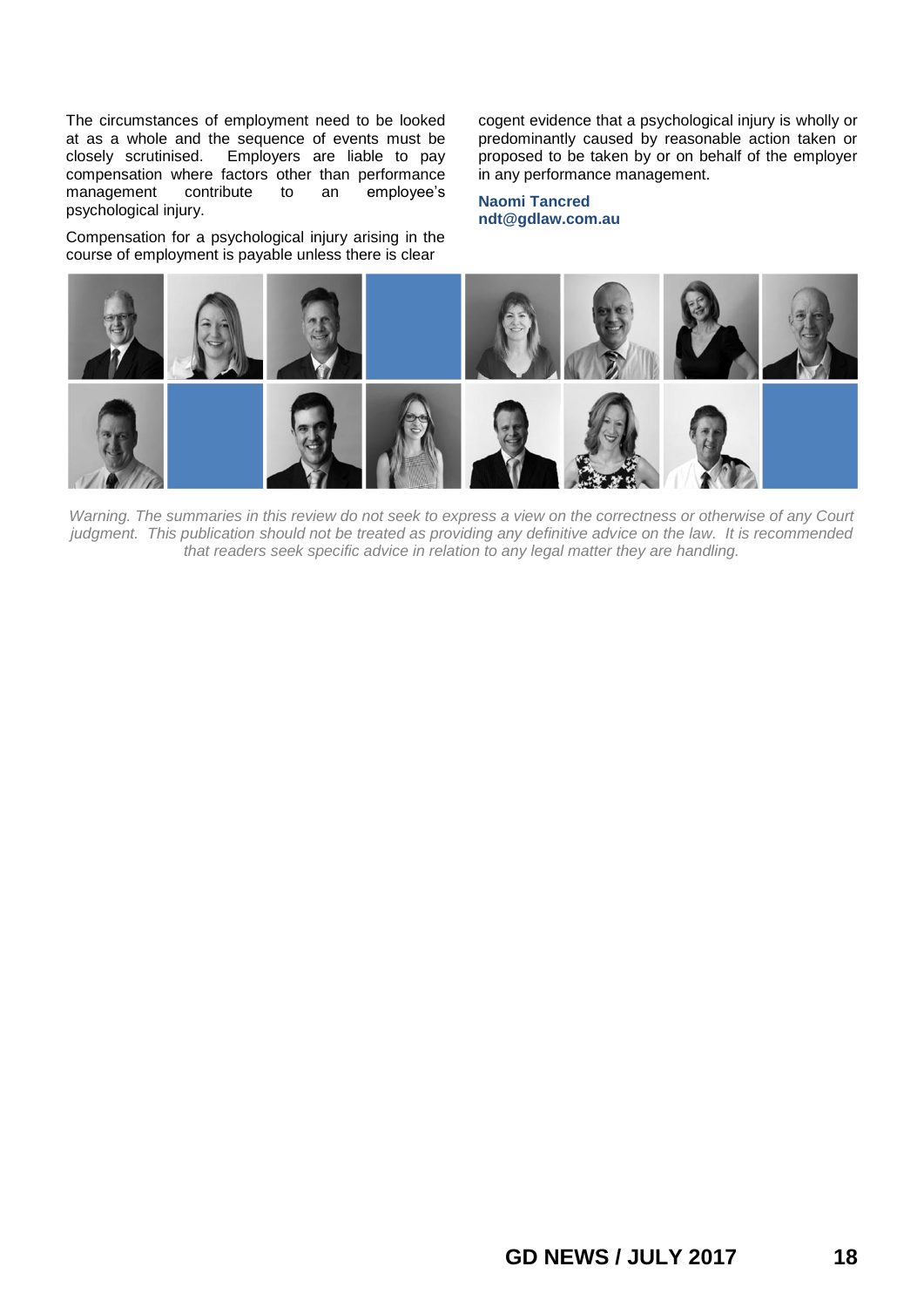The circumstances of employment need to be looked at as a whole and the sequence of events must be closely scrutinised. Employers are liable to pay compensation where factors other than performance management contribute to an employee's psychological injury.

Compensation for a psychological injury arising in the course of employment is payable unless there is clear cogent evidence that a psychological injury is wholly or predominantly caused by reasonable action taken or proposed to be taken by or on behalf of the employer in any performance management.

**Naomi Tancred**
**ndt@gdlaw.com.au**

*Warning. The summaries in this review do not seek to express a view on the correctness or otherwise of any Court judgment. This publication should not be treated as providing any definitive advice on the law. It is recommended that readers seek specific advice in relation to any legal matter they are handling.*